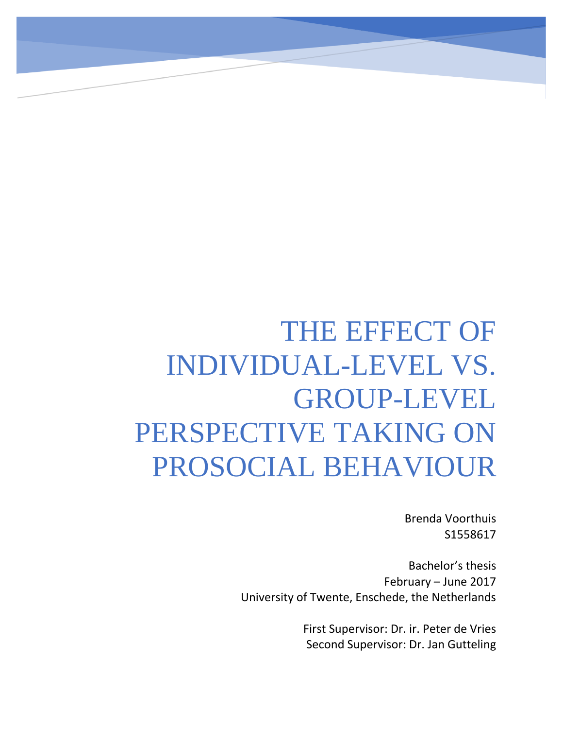# THE EFFECT OF INDIVIDUAL-LEVEL VS. GROUP-LEVEL PERSPECTIVE TAKING ON PROSOCIAL BEHAVIOUR

Brenda Voorthuis
S1558617

Bachelor's thesis
February – June 2017
University of Twente, Enschede, the Netherlands

First Supervisor: Dr. ir. Peter de Vries
Second Supervisor: Dr. Jan Gutteling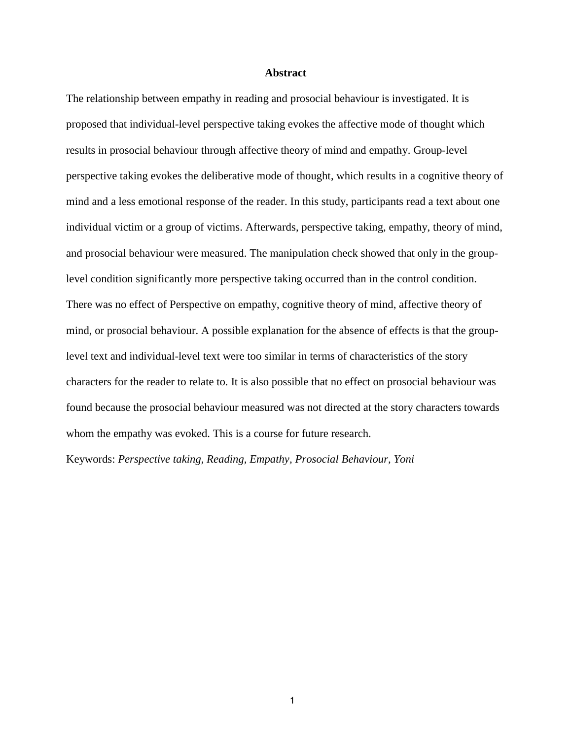## Abstract

The relationship between empathy in reading and prosocial behaviour is investigated. It is proposed that individual-level perspective taking evokes the affective mode of thought which results in prosocial behaviour through affective theory of mind and empathy. Group-level perspective taking evokes the deliberative mode of thought, which results in a cognitive theory of mind and a less emotional response of the reader. In this study, participants read a text about one individual victim or a group of victims. Afterwards, perspective taking, empathy, theory of mind, and prosocial behaviour were measured. The manipulation check showed that only in the group-level condition significantly more perspective taking occurred than in the control condition. There was no effect of Perspective on empathy, cognitive theory of mind, affective theory of mind, or prosocial behaviour. A possible explanation for the absence of effects is that the group-level text and individual-level text were too similar in terms of characteristics of the story characters for the reader to relate to. It is also possible that no effect on prosocial behaviour was found because the prosocial behaviour measured was not directed at the story characters towards whom the empathy was evoked. This is a course for future research.

Keywords: *Perspective taking, Reading, Empathy, Prosocial Behaviour, Yoni*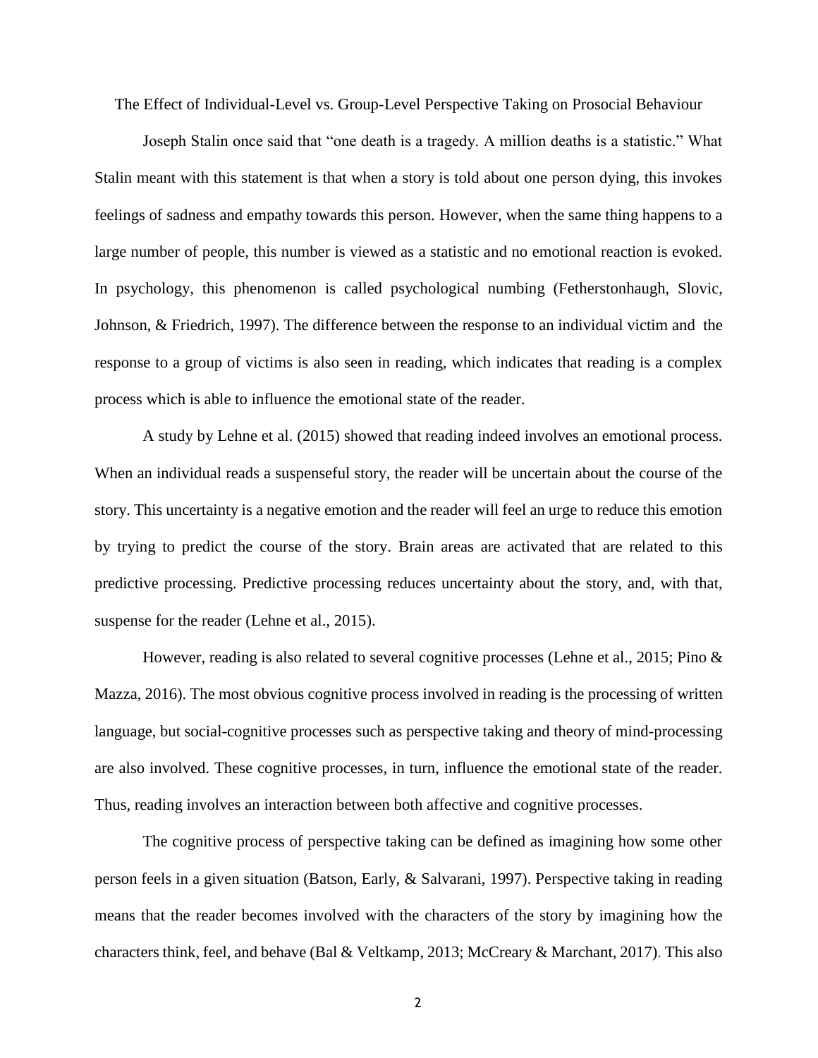# The Effect of Individual-Level vs. Group-Level Perspective Taking on Prosocial Behaviour

Joseph Stalin once said that "one death is a tragedy. A million deaths is a statistic." What Stalin meant with this statement is that when a story is told about one person dying, this invokes feelings of sadness and empathy towards this person. However, when the same thing happens to a large number of people, this number is viewed as a statistic and no emotional reaction is evoked. In psychology, this phenomenon is called psychological numbing (Fetherstonhaugh, Slovic, Johnson, & Friedrich, 1997). The difference between the response to an individual victim and the response to a group of victims is also seen in reading, which indicates that reading is a complex process which is able to influence the emotional state of the reader.

A study by Lehne et al. (2015) showed that reading indeed involves an emotional process. When an individual reads a suspenseful story, the reader will be uncertain about the course of the story. This uncertainty is a negative emotion and the reader will feel an urge to reduce this emotion by trying to predict the course of the story. Brain areas are activated that are related to this predictive processing. Predictive processing reduces uncertainty about the story, and, with that, suspense for the reader (Lehne et al., 2015).

However, reading is also related to several cognitive processes (Lehne et al., 2015; Pino & Mazza, 2016). The most obvious cognitive process involved in reading is the processing of written language, but social-cognitive processes such as perspective taking and theory of mind-processing are also involved. These cognitive processes, in turn, influence the emotional state of the reader. Thus, reading involves an interaction between both affective and cognitive processes.

The cognitive process of perspective taking can be defined as imagining how some other person feels in a given situation (Batson, Early, & Salvarani, 1997). Perspective taking in reading means that the reader becomes involved with the characters of the story by imagining how the characters think, feel, and behave (Bal & Veltkamp, 2013; McCreary & Marchant, 2017). This also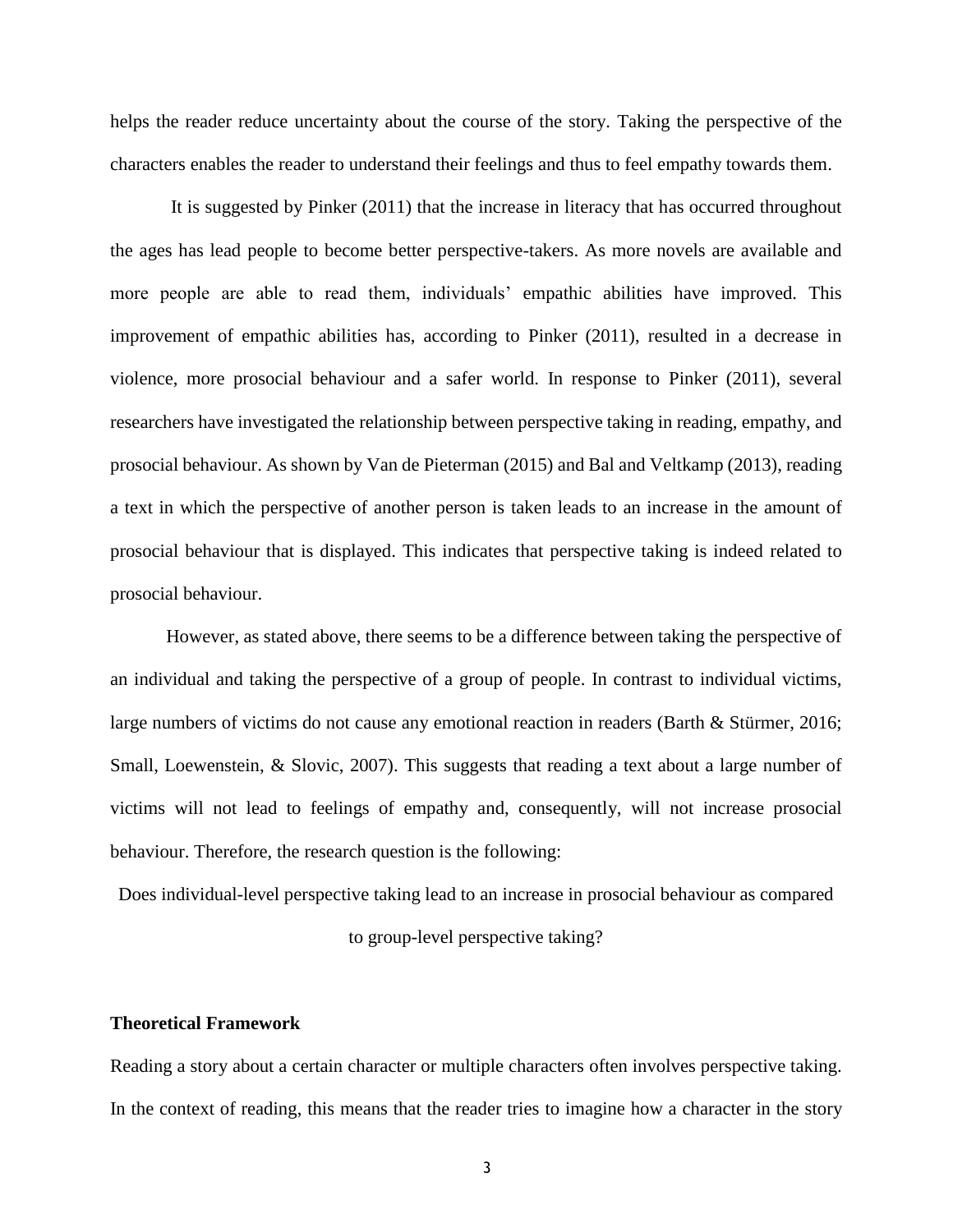helps the reader reduce uncertainty about the course of the story. Taking the perspective of the characters enables the reader to understand their feelings and thus to feel empathy towards them.

It is suggested by Pinker (2011) that the increase in literacy that has occurred throughout the ages has lead people to become better perspective-takers. As more novels are available and more people are able to read them, individuals' empathic abilities have improved. This improvement of empathic abilities has, according to Pinker (2011), resulted in a decrease in violence, more prosocial behaviour and a safer world. In response to Pinker (2011), several researchers have investigated the relationship between perspective taking in reading, empathy, and prosocial behaviour. As shown by Van de Pieterman (2015) and Bal and Veltkamp (2013), reading a text in which the perspective of another person is taken leads to an increase in the amount of prosocial behaviour that is displayed. This indicates that perspective taking is indeed related to prosocial behaviour.

However, as stated above, there seems to be a difference between taking the perspective of an individual and taking the perspective of a group of people. In contrast to individual victims, large numbers of victims do not cause any emotional reaction in readers (Barth & Stürmer, 2016; Small, Loewenstein, & Slovic, 2007). This suggests that reading a text about a large number of victims will not lead to feelings of empathy and, consequently, will not increase prosocial behaviour. Therefore, the research question is the following:

Does individual-level perspective taking lead to an increase in prosocial behaviour as compared to group-level perspective taking?

## Theoretical Framework

Reading a story about a certain character or multiple characters often involves perspective taking. In the context of reading, this means that the reader tries to imagine how a character in the story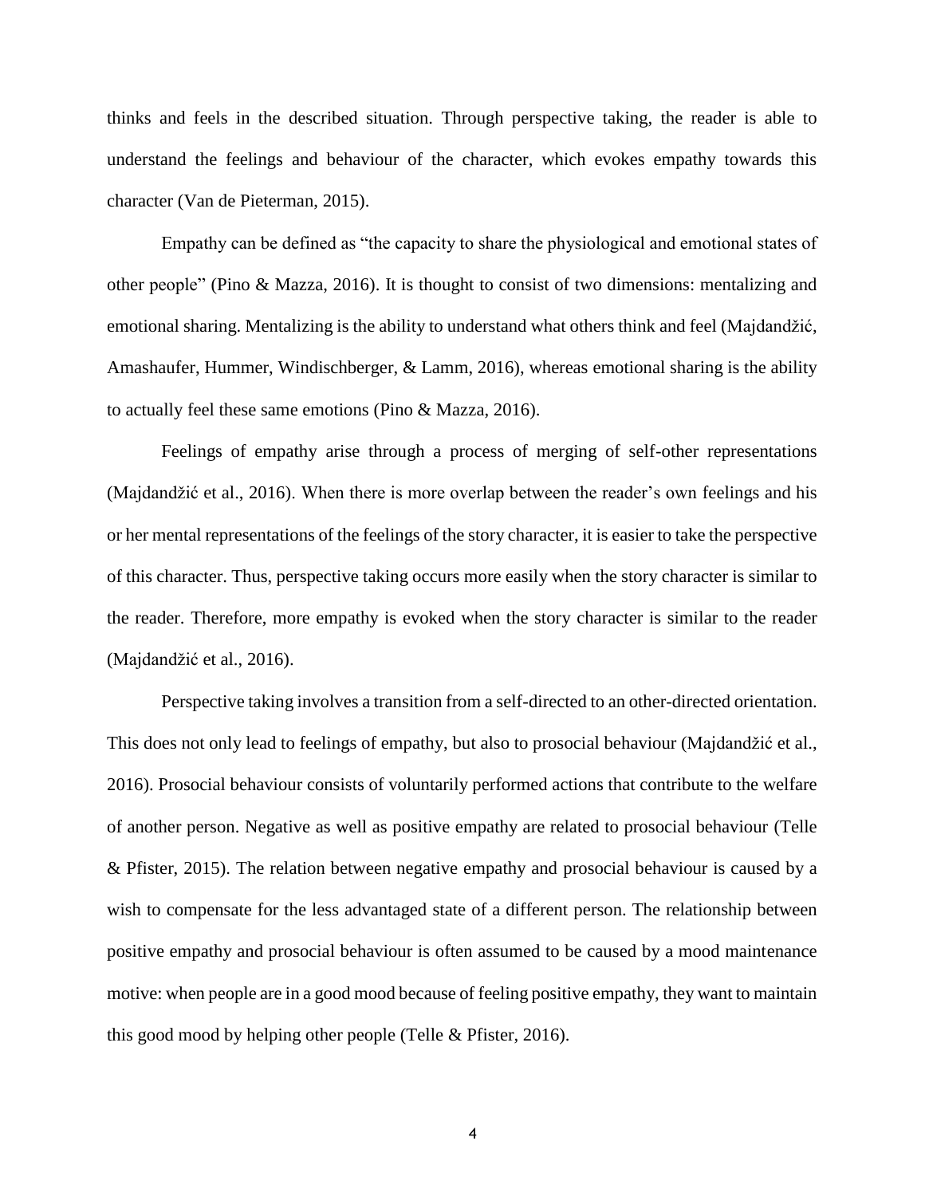thinks and feels in the described situation. Through perspective taking, the reader is able to understand the feelings and behaviour of the character, which evokes empathy towards this character (Van de Pieterman, 2015).

Empathy can be defined as "the capacity to share the physiological and emotional states of other people" (Pino & Mazza, 2016). It is thought to consist of two dimensions: mentalizing and emotional sharing. Mentalizing is the ability to understand what others think and feel (Majdandžić, Amashaufer, Hummer, Windischberger, & Lamm, 2016), whereas emotional sharing is the ability to actually feel these same emotions (Pino & Mazza, 2016).

Feelings of empathy arise through a process of merging of self-other representations (Majdandžić et al., 2016). When there is more overlap between the reader's own feelings and his or her mental representations of the feelings of the story character, it is easier to take the perspective of this character. Thus, perspective taking occurs more easily when the story character is similar to the reader. Therefore, more empathy is evoked when the story character is similar to the reader (Majdandžić et al., 2016).

Perspective taking involves a transition from a self-directed to an other-directed orientation. This does not only lead to feelings of empathy, but also to prosocial behaviour (Majdandžić et al., 2016). Prosocial behaviour consists of voluntarily performed actions that contribute to the welfare of another person. Negative as well as positive empathy are related to prosocial behaviour (Telle & Pfister, 2015). The relation between negative empathy and prosocial behaviour is caused by a wish to compensate for the less advantaged state of a different person. The relationship between positive empathy and prosocial behaviour is often assumed to be caused by a mood maintenance motive: when people are in a good mood because of feeling positive empathy, they want to maintain this good mood by helping other people (Telle & Pfister, 2016).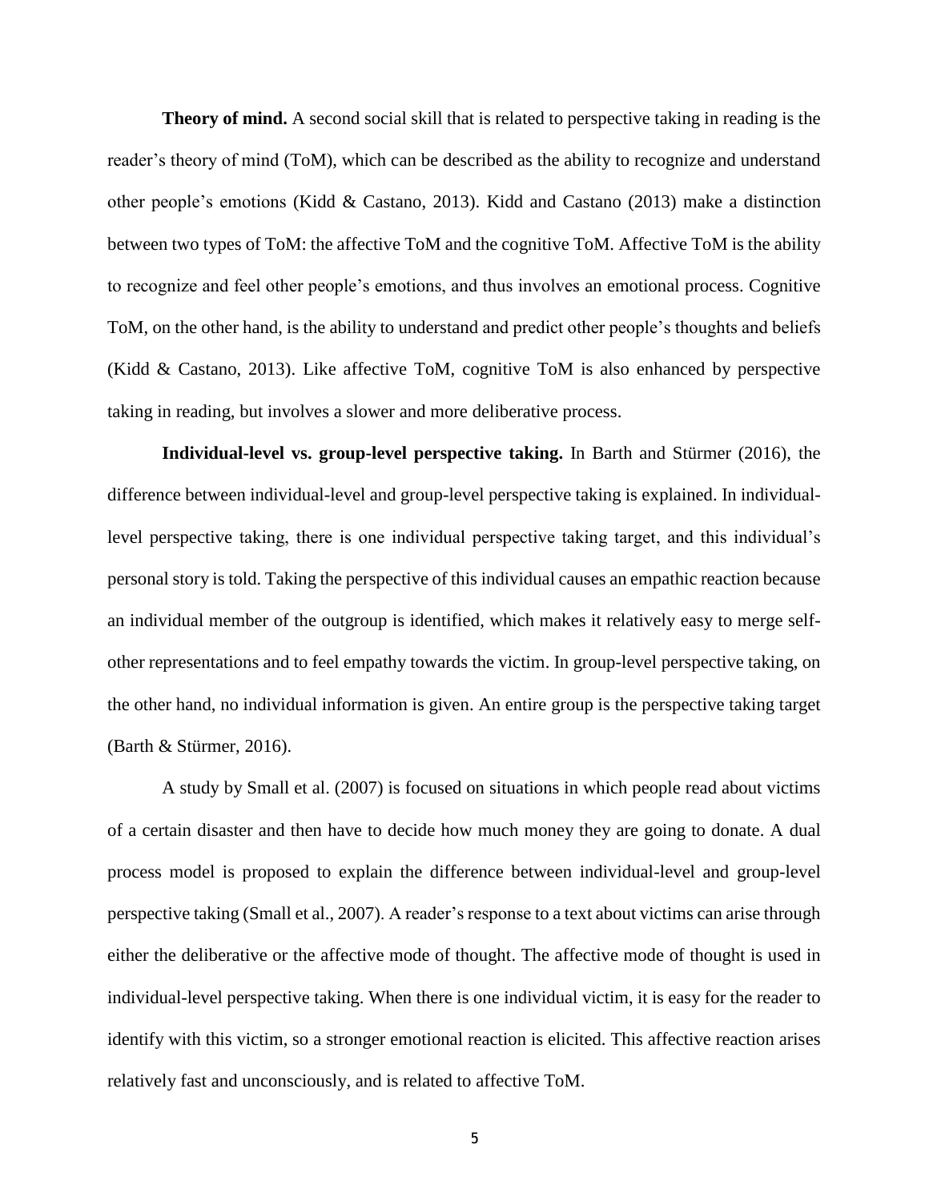**Theory of mind.** A second social skill that is related to perspective taking in reading is the reader's theory of mind (ToM), which can be described as the ability to recognize and understand other people's emotions (Kidd & Castano, 2013). Kidd and Castano (2013) make a distinction between two types of ToM: the affective ToM and the cognitive ToM. Affective ToM is the ability to recognize and feel other people's emotions, and thus involves an emotional process. Cognitive ToM, on the other hand, is the ability to understand and predict other people's thoughts and beliefs (Kidd & Castano, 2013). Like affective ToM, cognitive ToM is also enhanced by perspective taking in reading, but involves a slower and more deliberative process.

**Individual-level vs. group-level perspective taking.** In Barth and Stürmer (2016), the difference between individual-level and group-level perspective taking is explained. In individual-level perspective taking, there is one individual perspective taking target, and this individual's personal story is told. Taking the perspective of this individual causes an empathic reaction because an individual member of the outgroup is identified, which makes it relatively easy to merge self-other representations and to feel empathy towards the victim. In group-level perspective taking, on the other hand, no individual information is given. An entire group is the perspective taking target (Barth & Stürmer, 2016).

A study by Small et al. (2007) is focused on situations in which people read about victims of a certain disaster and then have to decide how much money they are going to donate. A dual process model is proposed to explain the difference between individual-level and group-level perspective taking (Small et al., 2007). A reader's response to a text about victims can arise through either the deliberative or the affective mode of thought. The affective mode of thought is used in individual-level perspective taking. When there is one individual victim, it is easy for the reader to identify with this victim, so a stronger emotional reaction is elicited. This affective reaction arises relatively fast and unconsciously, and is related to affective ToM.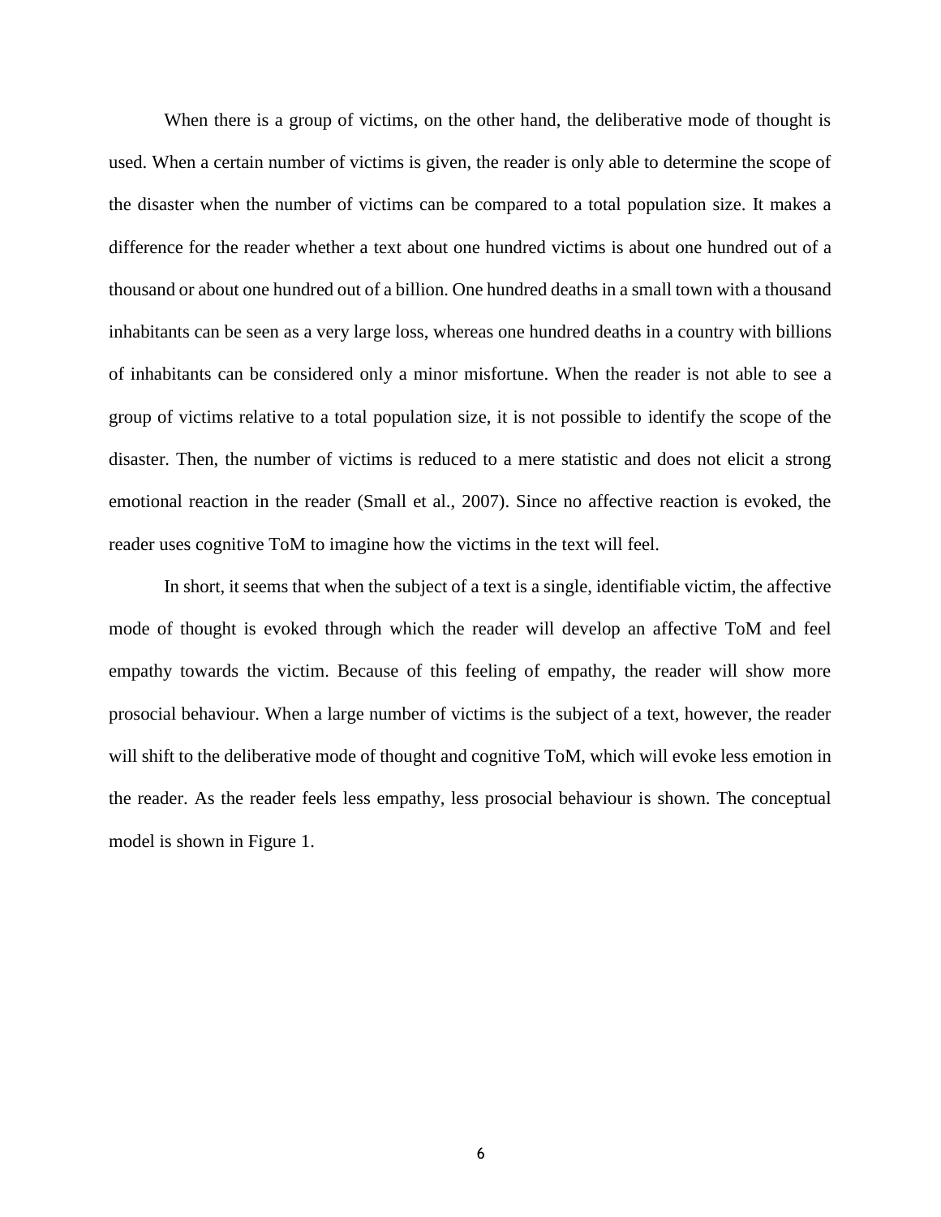When there is a group of victims, on the other hand, the deliberative mode of thought is used. When a certain number of victims is given, the reader is only able to determine the scope of the disaster when the number of victims can be compared to a total population size. It makes a difference for the reader whether a text about one hundred victims is about one hundred out of a thousand or about one hundred out of a billion. One hundred deaths in a small town with a thousand inhabitants can be seen as a very large loss, whereas one hundred deaths in a country with billions of inhabitants can be considered only a minor misfortune. When the reader is not able to see a group of victims relative to a total population size, it is not possible to identify the scope of the disaster. Then, the number of victims is reduced to a mere statistic and does not elicit a strong emotional reaction in the reader (Small et al., 2007). Since no affective reaction is evoked, the reader uses cognitive ToM to imagine how the victims in the text will feel.

In short, it seems that when the subject of a text is a single, identifiable victim, the affective mode of thought is evoked through which the reader will develop an affective ToM and feel empathy towards the victim. Because of this feeling of empathy, the reader will show more prosocial behaviour. When a large number of victims is the subject of a text, however, the reader will shift to the deliberative mode of thought and cognitive ToM, which will evoke less emotion in the reader. As the reader feels less empathy, less prosocial behaviour is shown. The conceptual model is shown in Figure 1.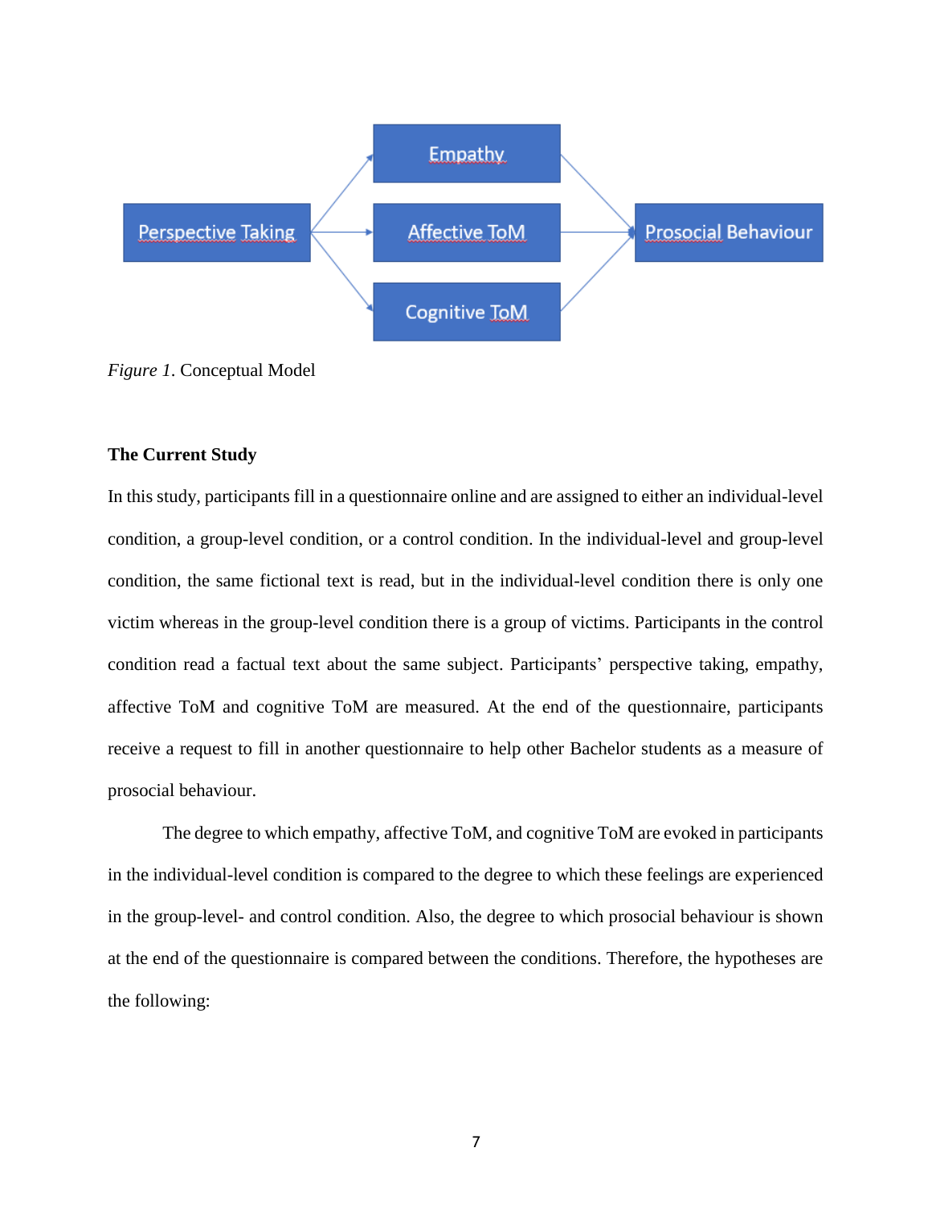*Figure 1*. Conceptual Model

**The Current Study**

In this study, participants fill in a questionnaire online and are assigned to either an individual-level condition, a group-level condition, or a control condition. In the individual-level and group-level condition, the same fictional text is read, but in the individual-level condition there is only one victim whereas in the group-level condition there is a group of victims. Participants in the control condition read a factual text about the same subject. Participants' perspective taking, empathy, affective ToM and cognitive ToM are measured. At the end of the questionnaire, participants receive a request to fill in another questionnaire to help other Bachelor students as a measure of prosocial behaviour.

The degree to which empathy, affective ToM, and cognitive ToM are evoked in participants in the individual-level condition is compared to the degree to which these feelings are experienced in the group-level- and control condition. Also, the degree to which prosocial behaviour is shown at the end of the questionnaire is compared between the conditions. Therefore, the hypotheses are the following: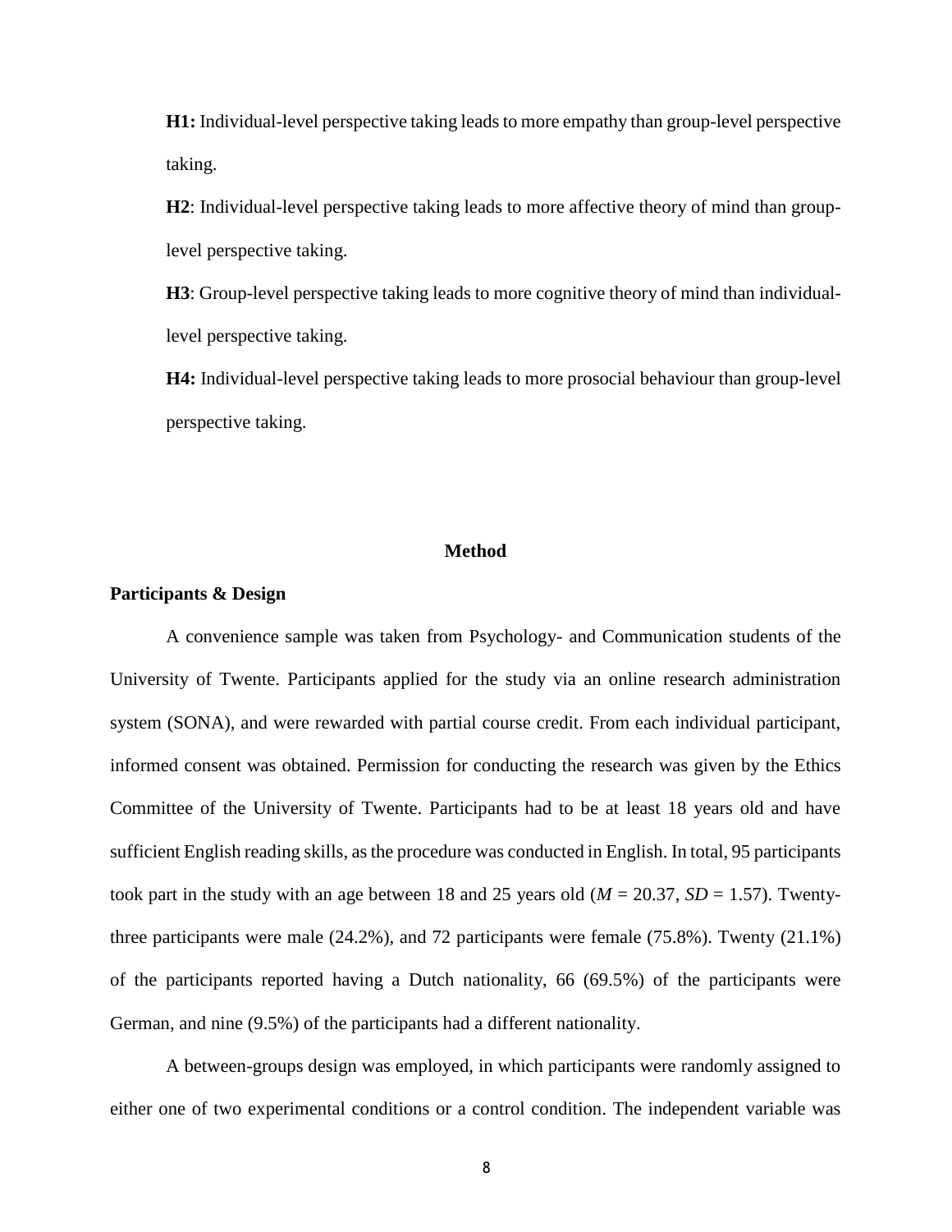**H1:** Individual-level perspective taking leads to more empathy than group-level perspective taking.

**H2**: Individual-level perspective taking leads to more affective theory of mind than group-level perspective taking.

**H3**: Group-level perspective taking leads to more cognitive theory of mind than individual-level perspective taking.

**H4:** Individual-level perspective taking leads to more prosocial behaviour than group-level perspective taking.

# Method

## Participants & Design

A convenience sample was taken from Psychology- and Communication students of the University of Twente. Participants applied for the study via an online research administration system (SONA), and were rewarded with partial course credit. From each individual participant, informed consent was obtained. Permission for conducting the research was given by the Ethics Committee of the University of Twente. Participants had to be at least 18 years old and have sufficient English reading skills, as the procedure was conducted in English. In total, 95 participants took part in the study with an age between 18 and 25 years old ($M$ = 20.37, $SD$ = 1.57). Twenty-three participants were male (24.2%), and 72 participants were female (75.8%). Twenty (21.1%) of the participants reported having a Dutch nationality, 66 (69.5%) of the participants were German, and nine (9.5%) of the participants had a different nationality.

A between-groups design was employed, in which participants were randomly assigned to either one of two experimental conditions or a control condition. The independent variable was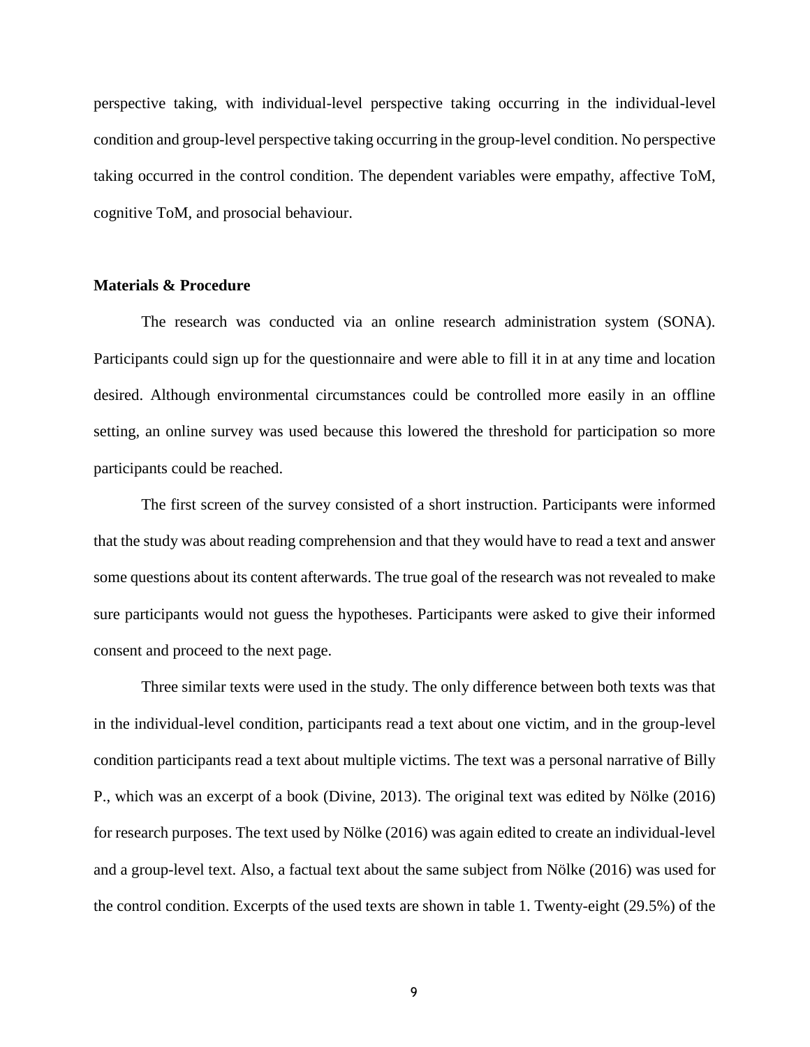perspective taking, with individual-level perspective taking occurring in the individual-level condition and group-level perspective taking occurring in the group-level condition. No perspective taking occurred in the control condition. The dependent variables were empathy, affective ToM, cognitive ToM, and prosocial behaviour.

**Materials & Procedure**

The research was conducted via an online research administration system (SONA). Participants could sign up for the questionnaire and were able to fill it in at any time and location desired. Although environmental circumstances could be controlled more easily in an offline setting, an online survey was used because this lowered the threshold for participation so more participants could be reached.

The first screen of the survey consisted of a short instruction. Participants were informed that the study was about reading comprehension and that they would have to read a text and answer some questions about its content afterwards. The true goal of the research was not revealed to make sure participants would not guess the hypotheses. Participants were asked to give their informed consent and proceed to the next page.

Three similar texts were used in the study. The only difference between both texts was that in the individual-level condition, participants read a text about one victim, and in the group-level condition participants read a text about multiple victims. The text was a personal narrative of Billy P., which was an excerpt of a book (Divine, 2013). The original text was edited by Nölke (2016) for research purposes. The text used by Nölke (2016) was again edited to create an individual-level and a group-level text. Also, a factual text about the same subject from Nölke (2016) was used for the control condition. Excerpts of the used texts are shown in table 1. Twenty-eight (29.5%) of the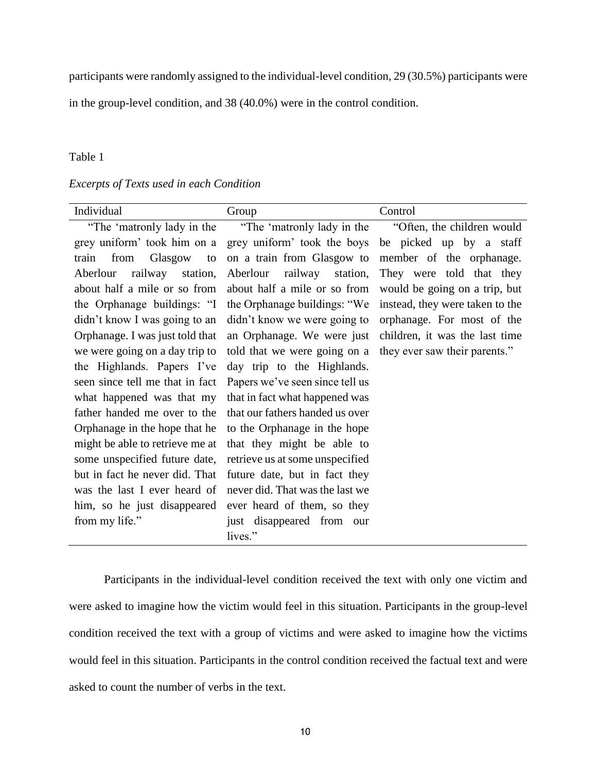participants were randomly assigned to the individual-level condition, 29 (30.5%) participants were in the group-level condition, and 38 (40.0%) were in the control condition.

Table 1

*Excerpts of Texts used in each Condition*

| Individual | Group | Control |
|---|---|---|
| "The 'matronly lady in the grey uniform' took him on a train from Glasgow to Aberlour railway station, about half a mile or so from the Orphanage buildings: "I didn't know I was going to an Orphanage. I was just told that we were going on a day trip to the Highlands. Papers I've seen since tell me that in fact what happened was that my father handed me over to the Orphanage in the hope that he might be able to retrieve me at some unspecified future date, but in fact he never did. That was the last I ever heard of him, so he just disappeared from my life." | "The 'matronly lady in the grey uniform' took the boys on a train from Glasgow to Aberlour railway station, about half a mile or so from the Orphanage buildings: "We didn't know we were going to an Orphanage. We were just told that we were going on a day trip to the Highlands. Papers we've seen since tell us that in fact what happened was that our fathers handed us over to the Orphanage in the hope that they might be able to retrieve us at some unspecified future date, but in fact they never did. That was the last we ever heard of them, so they just disappeared from our lives." | "Often, the children would be picked up by a staff member of the orphanage. They were told that they would be going on a trip, but instead, they were taken to the orphanage. For most of the children, it was the last time they ever saw their parents." |

Participants in the individual-level condition received the text with only one victim and were asked to imagine how the victim would feel in this situation. Participants in the group-level condition received the text with a group of victims and were asked to imagine how the victims would feel in this situation. Participants in the control condition received the factual text and were asked to count the number of verbs in the text.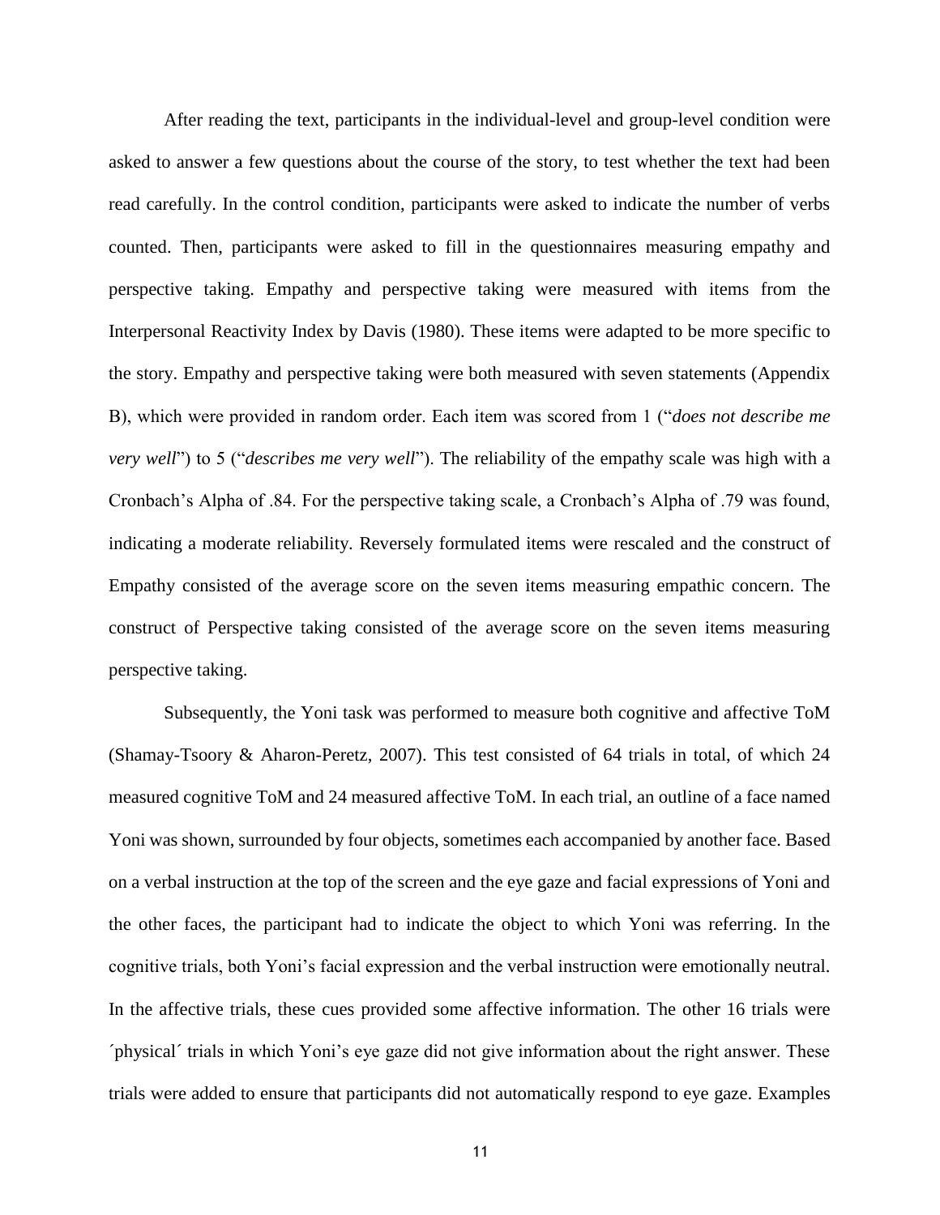After reading the text, participants in the individual-level and group-level condition were asked to answer a few questions about the course of the story, to test whether the text had been read carefully. In the control condition, participants were asked to indicate the number of verbs counted. Then, participants were asked to fill in the questionnaires measuring empathy and perspective taking. Empathy and perspective taking were measured with items from the Interpersonal Reactivity Index by Davis (1980). These items were adapted to be more specific to the story. Empathy and perspective taking were both measured with seven statements (Appendix B), which were provided in random order. Each item was scored from 1 ("*does not describe me very well*") to 5 ("*describes me very well*"). The reliability of the empathy scale was high with a Cronbach's Alpha of .84. For the perspective taking scale, a Cronbach's Alpha of .79 was found, indicating a moderate reliability. Reversely formulated items were rescaled and the construct of Empathy consisted of the average score on the seven items measuring empathic concern. The construct of Perspective taking consisted of the average score on the seven items measuring perspective taking.

Subsequently, the Yoni task was performed to measure both cognitive and affective ToM (Shamay-Tsoory & Aharon-Peretz, 2007). This test consisted of 64 trials in total, of which 24 measured cognitive ToM and 24 measured affective ToM. In each trial, an outline of a face named Yoni was shown, surrounded by four objects, sometimes each accompanied by another face. Based on a verbal instruction at the top of the screen and the eye gaze and facial expressions of Yoni and the other faces, the participant had to indicate the object to which Yoni was referring. In the cognitive trials, both Yoni's facial expression and the verbal instruction were emotionally neutral. In the affective trials, these cues provided some affective information. The other 16 trials were ´physical´ trials in which Yoni's eye gaze did not give information about the right answer. These trials were added to ensure that participants did not automatically respond to eye gaze. Examples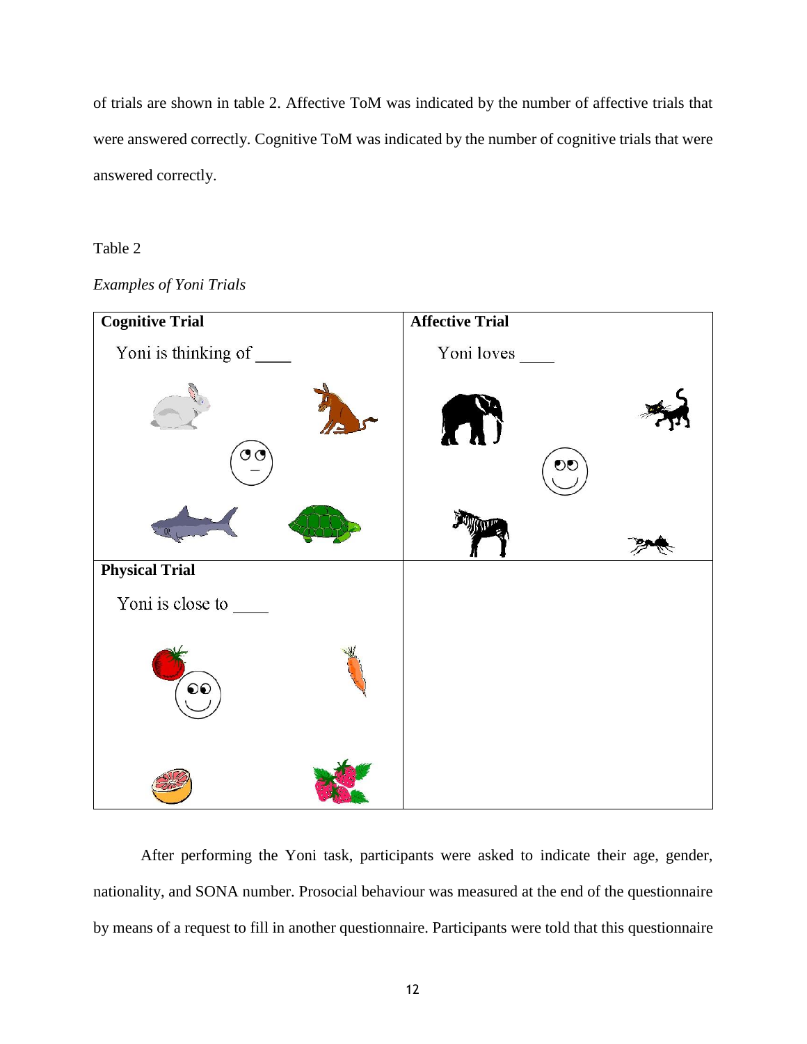of trials are shown in table 2. Affective ToM was indicated by the number of affective trials that were answered correctly. Cognitive ToM was indicated by the number of cognitive trials that were answered correctly.

Table 2

*Examples of Yoni Trials*

| **Cognitive Trial** | **Affective Trial** |
|---|---|
| Yoni is thinking of ____ | Yoni loves ____ |
| **Physical Trial** | |
| Yoni is close to ____ | |

After performing the Yoni task, participants were asked to indicate their age, gender, nationality, and SONA number. Prosocial behaviour was measured at the end of the questionnaire by means of a request to fill in another questionnaire. Participants were told that this questionnaire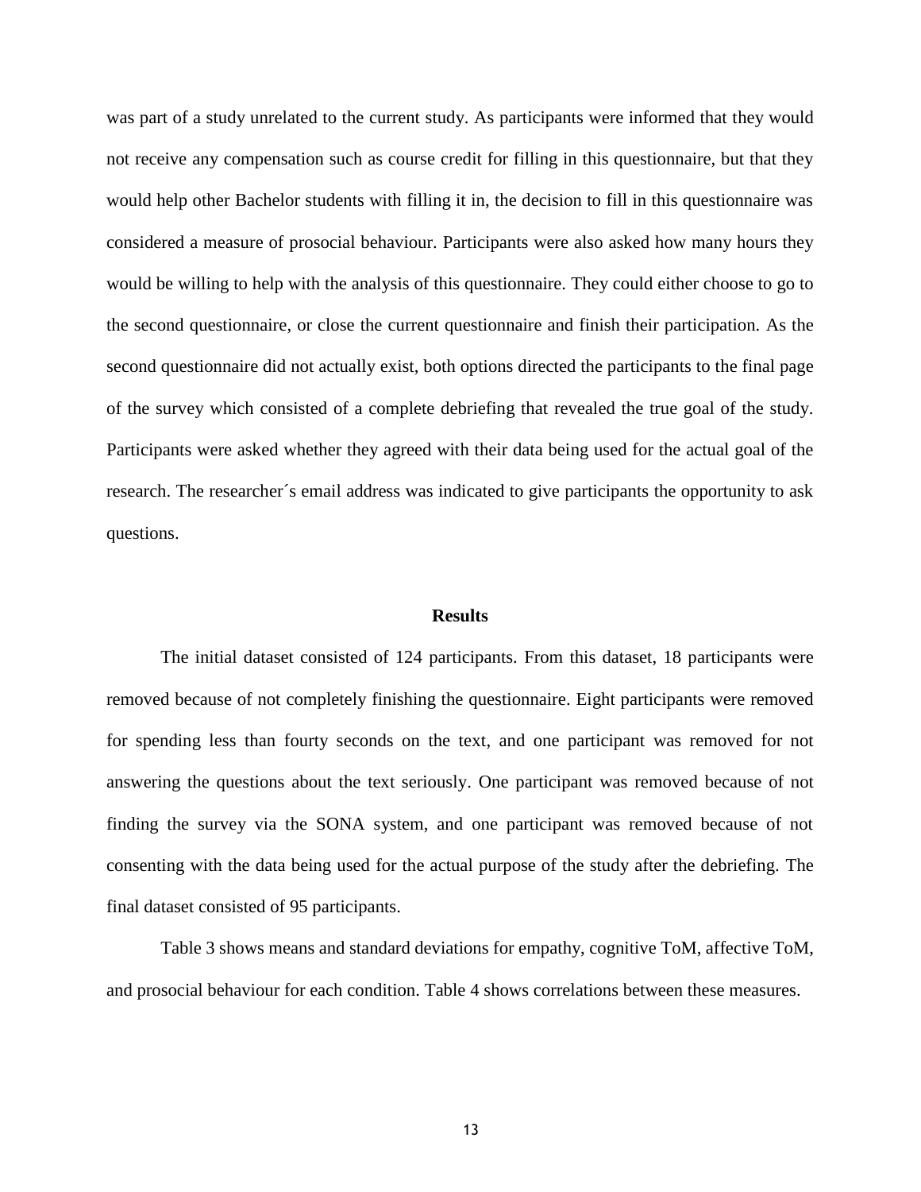was part of a study unrelated to the current study. As participants were informed that they would not receive any compensation such as course credit for filling in this questionnaire, but that they would help other Bachelor students with filling it in, the decision to fill in this questionnaire was considered a measure of prosocial behaviour. Participants were also asked how many hours they would be willing to help with the analysis of this questionnaire. They could either choose to go to the second questionnaire, or close the current questionnaire and finish their participation. As the second questionnaire did not actually exist, both options directed the participants to the final page of the survey which consisted of a complete debriefing that revealed the true goal of the study. Participants were asked whether they agreed with their data being used for the actual goal of the research. The researcher´s email address was indicated to give participants the opportunity to ask questions.

## Results

The initial dataset consisted of 124 participants. From this dataset, 18 participants were removed because of not completely finishing the questionnaire. Eight participants were removed for spending less than fourty seconds on the text, and one participant was removed for not answering the questions about the text seriously. One participant was removed because of not finding the survey via the SONA system, and one participant was removed because of not consenting with the data being used for the actual purpose of the study after the debriefing. The final dataset consisted of 95 participants.

Table 3 shows means and standard deviations for empathy, cognitive ToM, affective ToM, and prosocial behaviour for each condition. Table 4 shows correlations between these measures.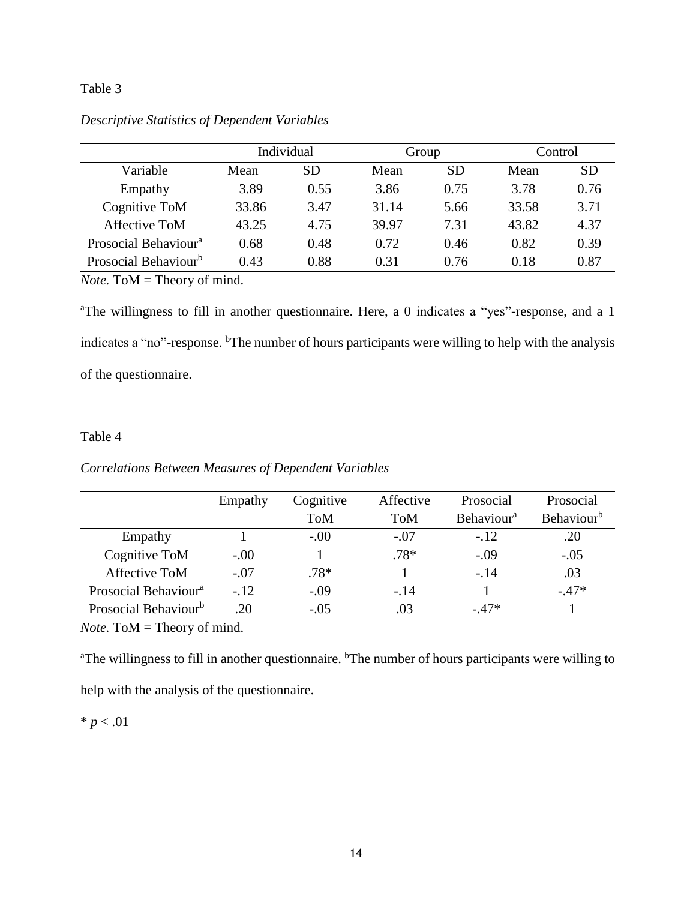Table 3

*Descriptive Statistics of Dependent Variables*

| | Individual | | Group | | Control | |
|---|---|---|---|---|---|---|
| Variable | Mean | SD | Mean | SD | Mean | SD |
| Empathy | 3.89 | 0.55 | 3.86 | 0.75 | 3.78 | 0.76 |
| Cognitive ToM | 33.86 | 3.47 | 31.14 | 5.66 | 33.58 | 3.71 |
| Affective ToM | 43.25 | 4.75 | 39.97 | 7.31 | 43.82 | 4.37 |
| Prosocial Behaviour[a] | 0.68 | 0.48 | 0.72 | 0.46 | 0.82 | 0.39 |
| Prosocial Behaviour[b] | 0.43 | 0.88 | 0.31 | 0.76 | 0.18 | 0.87 |

*Note.* ToM = Theory of mind.

[a]The willingness to fill in another questionnaire. Here, a 0 indicates a "yes"-response, and a 1 indicates a "no"-response. [b]The number of hours participants were willing to help with the analysis of the questionnaire.

Table 4

*Correlations Between Measures of Dependent Variables*

| | Empathy | Cognitive ToM | Affective ToM | Prosocial Behaviour[a] | Prosocial Behaviour[b] |
|---|---|---|---|---|---|
| Empathy | 1 | -.00 | -.07 | -.12 | .20 |
| Cognitive ToM | -.00 | 1 | .78* | -.09 | -.05 |
| Affective ToM | -.07 | .78* | 1 | -.14 | .03 |
| Prosocial Behaviour[a] | -.12 | -.09 | -.14 | 1 | -.47* |
| Prosocial Behaviour[b] | .20 | -.05 | .03 | -.47* | 1 |

*Note.* ToM = Theory of mind.

[a]The willingness to fill in another questionnaire. [b]The number of hours participants were willing to help with the analysis of the questionnaire.

* $p < .01$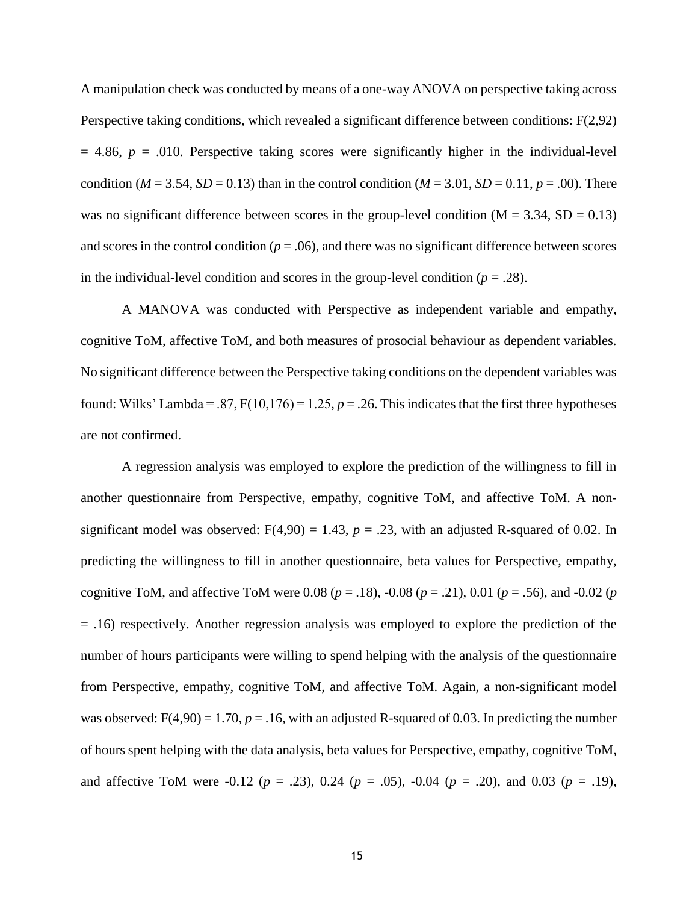A manipulation check was conducted by means of a one-way ANOVA on perspective taking across Perspective taking conditions, which revealed a significant difference between conditions: $F(2,92) = 4.86$, $p = .010$. Perspective taking scores were significantly higher in the individual-level condition ($M = 3.54$, $SD = 0.13$) than in the control condition ($M = 3.01$, $SD = 0.11$, $p = .00$). There was no significant difference between scores in the group-level condition ($M = 3.34$, $SD = 0.13$) and scores in the control condition ($p = .06$), and there was no significant difference between scores in the individual-level condition and scores in the group-level condition ($p = .28$).

A MANOVA was conducted with Perspective as independent variable and empathy, cognitive ToM, affective ToM, and both measures of prosocial behaviour as dependent variables. No significant difference between the Perspective taking conditions on the dependent variables was found: Wilks' Lambda = .87, $F(10,176) = 1.25$, $p = .26$. This indicates that the first three hypotheses are not confirmed.

A regression analysis was employed to explore the prediction of the willingness to fill in another questionnaire from Perspective, empathy, cognitive ToM, and affective ToM. A non-significant model was observed: $F(4,90) = 1.43$, $p = .23$, with an adjusted R-squared of 0.02. In predicting the willingness to fill in another questionnaire, beta values for Perspective, empathy, cognitive ToM, and affective ToM were 0.08 ($p = .18$), -0.08 ($p = .21$), 0.01 ($p = .56$), and -0.02 ($p = .16$) respectively. Another regression analysis was employed to explore the prediction of the number of hours participants were willing to spend helping with the analysis of the questionnaire from Perspective, empathy, cognitive ToM, and affective ToM. Again, a non-significant model was observed: $F(4,90) = 1.70$, $p = .16$, with an adjusted R-squared of 0.03. In predicting the number of hours spent helping with the data analysis, beta values for Perspective, empathy, cognitive ToM, and affective ToM were -0.12 ($p = .23$), 0.24 ($p = .05$), -0.04 ($p = .20$), and 0.03 ($p = .19$),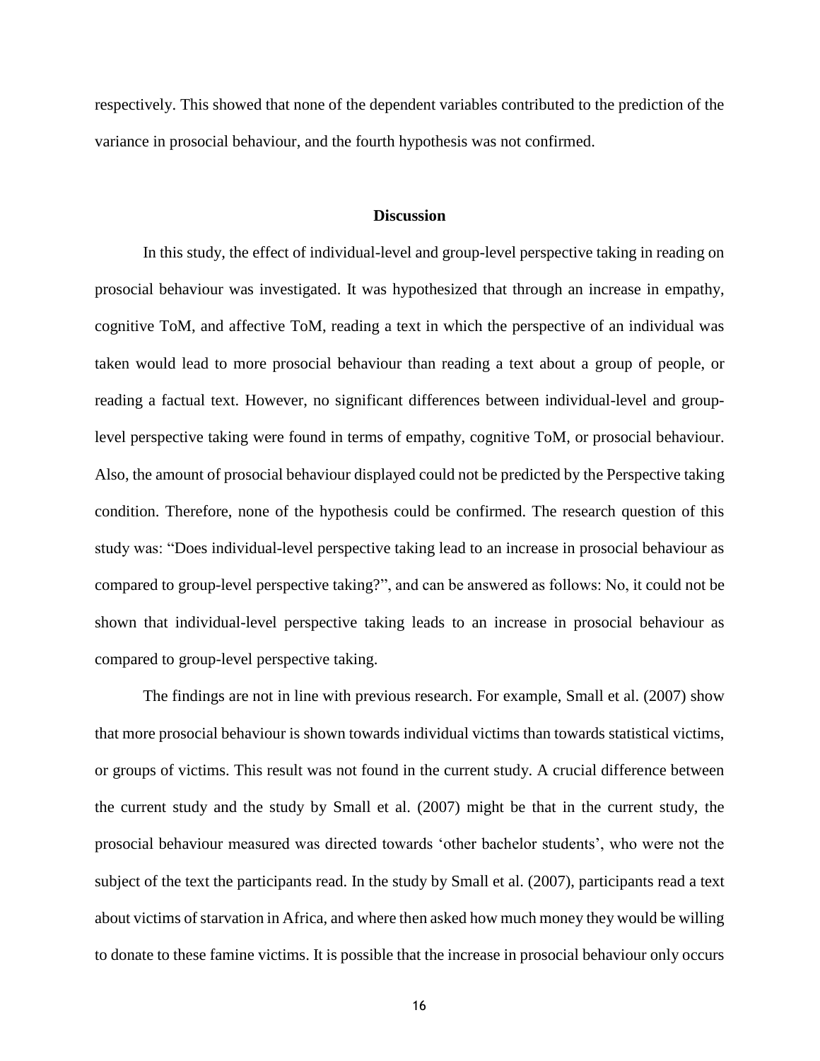respectively. This showed that none of the dependent variables contributed to the prediction of the variance in prosocial behaviour, and the fourth hypothesis was not confirmed.

## Discussion

In this study, the effect of individual-level and group-level perspective taking in reading on prosocial behaviour was investigated. It was hypothesized that through an increase in empathy, cognitive ToM, and affective ToM, reading a text in which the perspective of an individual was taken would lead to more prosocial behaviour than reading a text about a group of people, or reading a factual text. However, no significant differences between individual-level and group-level perspective taking were found in terms of empathy, cognitive ToM, or prosocial behaviour. Also, the amount of prosocial behaviour displayed could not be predicted by the Perspective taking condition. Therefore, none of the hypothesis could be confirmed. The research question of this study was: "Does individual-level perspective taking lead to an increase in prosocial behaviour as compared to group-level perspective taking?", and can be answered as follows: No, it could not be shown that individual-level perspective taking leads to an increase in prosocial behaviour as compared to group-level perspective taking.

The findings are not in line with previous research. For example, Small et al. (2007) show that more prosocial behaviour is shown towards individual victims than towards statistical victims, or groups of victims. This result was not found in the current study. A crucial difference between the current study and the study by Small et al. (2007) might be that in the current study, the prosocial behaviour measured was directed towards 'other bachelor students', who were not the subject of the text the participants read. In the study by Small et al. (2007), participants read a text about victims of starvation in Africa, and where then asked how much money they would be willing to donate to these famine victims. It is possible that the increase in prosocial behaviour only occurs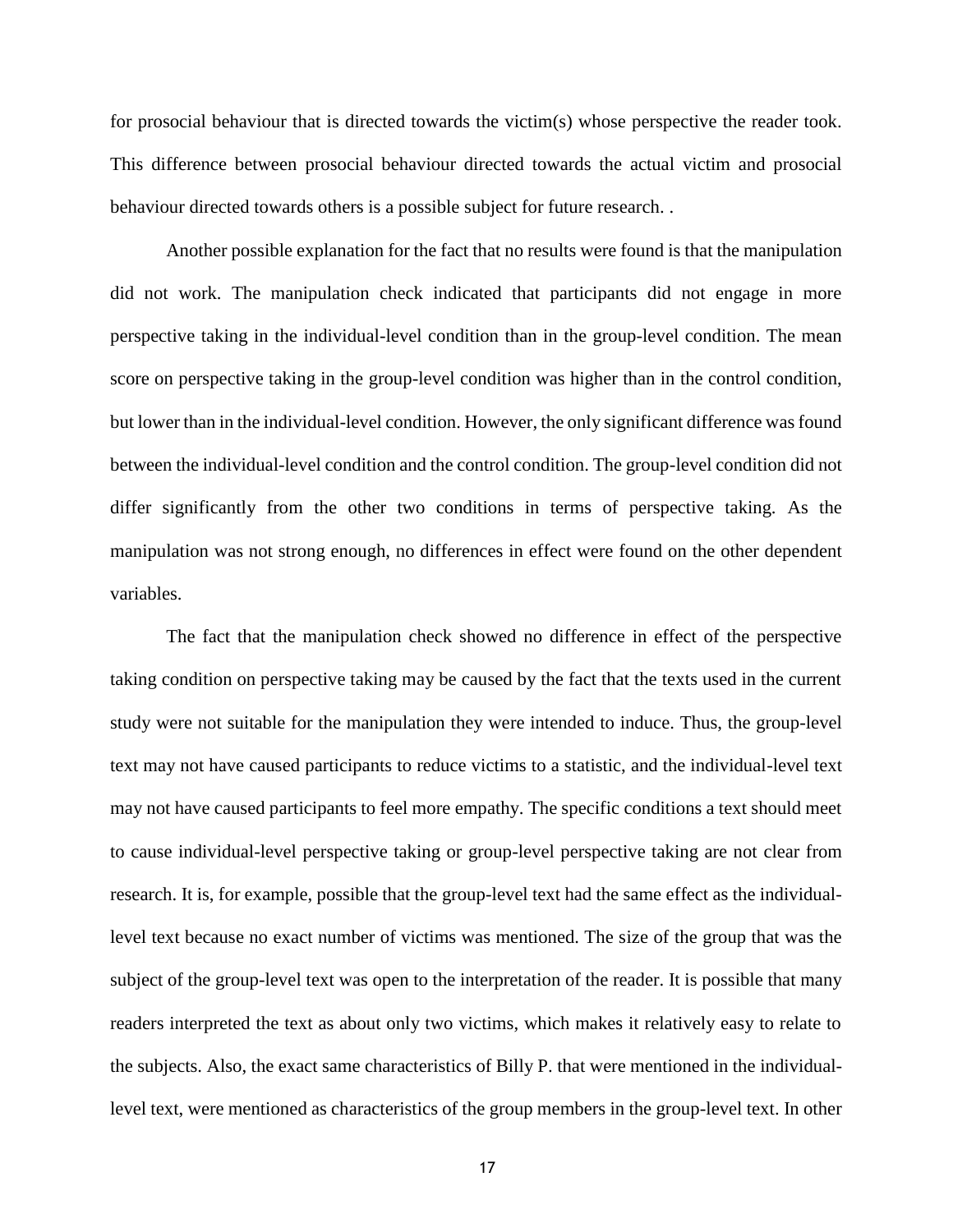for prosocial behaviour that is directed towards the victim(s) whose perspective the reader took. This difference between prosocial behaviour directed towards the actual victim and prosocial behaviour directed towards others is a possible subject for future research. .

Another possible explanation for the fact that no results were found is that the manipulation did not work. The manipulation check indicated that participants did not engage in more perspective taking in the individual-level condition than in the group-level condition. The mean score on perspective taking in the group-level condition was higher than in the control condition, but lower than in the individual-level condition. However, the only significant difference was found between the individual-level condition and the control condition. The group-level condition did not differ significantly from the other two conditions in terms of perspective taking. As the manipulation was not strong enough, no differences in effect were found on the other dependent variables.

The fact that the manipulation check showed no difference in effect of the perspective taking condition on perspective taking may be caused by the fact that the texts used in the current study were not suitable for the manipulation they were intended to induce. Thus, the group-level text may not have caused participants to reduce victims to a statistic, and the individual-level text may not have caused participants to feel more empathy. The specific conditions a text should meet to cause individual-level perspective taking or group-level perspective taking are not clear from research. It is, for example, possible that the group-level text had the same effect as the individual-level text because no exact number of victims was mentioned. The size of the group that was the subject of the group-level text was open to the interpretation of the reader. It is possible that many readers interpreted the text as about only two victims, which makes it relatively easy to relate to the subjects. Also, the exact same characteristics of Billy P. that were mentioned in the individual-level text, were mentioned as characteristics of the group members in the group-level text. In other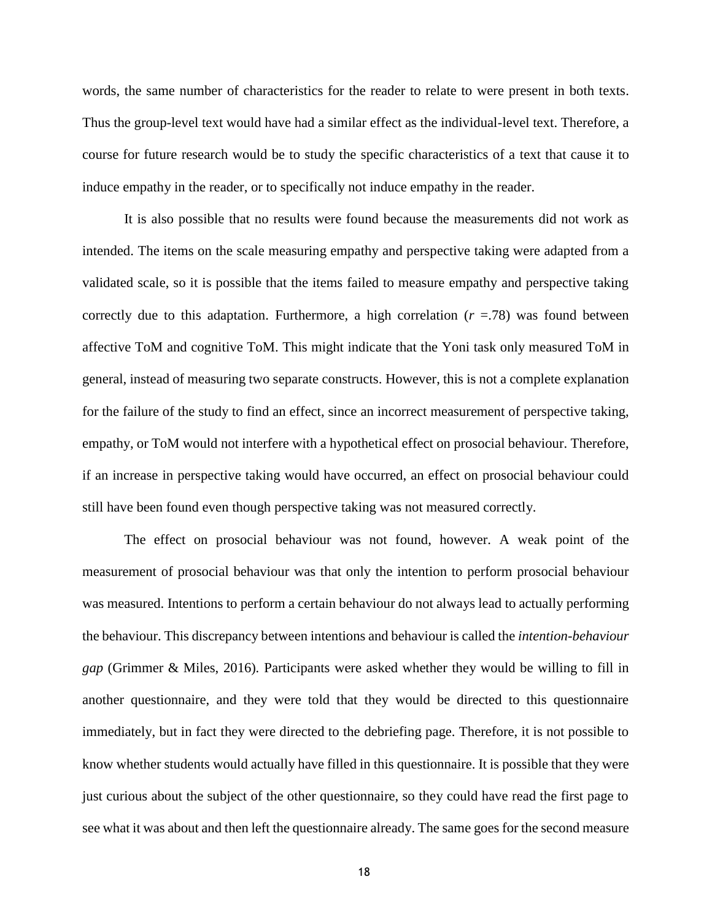words, the same number of characteristics for the reader to relate to were present in both texts. Thus the group-level text would have had a similar effect as the individual-level text. Therefore, a course for future research would be to study the specific characteristics of a text that cause it to induce empathy in the reader, or to specifically not induce empathy in the reader.

It is also possible that no results were found because the measurements did not work as intended. The items on the scale measuring empathy and perspective taking were adapted from a validated scale, so it is possible that the items failed to measure empathy and perspective taking correctly due to this adaptation. Furthermore, a high correlation ($r$ =.78) was found between affective ToM and cognitive ToM. This might indicate that the Yoni task only measured ToM in general, instead of measuring two separate constructs. However, this is not a complete explanation for the failure of the study to find an effect, since an incorrect measurement of perspective taking, empathy, or ToM would not interfere with a hypothetical effect on prosocial behaviour. Therefore, if an increase in perspective taking would have occurred, an effect on prosocial behaviour could still have been found even though perspective taking was not measured correctly.

The effect on prosocial behaviour was not found, however. A weak point of the measurement of prosocial behaviour was that only the intention to perform prosocial behaviour was measured. Intentions to perform a certain behaviour do not always lead to actually performing the behaviour. This discrepancy between intentions and behaviour is called the *intention-behaviour gap* (Grimmer & Miles, 2016). Participants were asked whether they would be willing to fill in another questionnaire, and they were told that they would be directed to this questionnaire immediately, but in fact they were directed to the debriefing page. Therefore, it is not possible to know whether students would actually have filled in this questionnaire. It is possible that they were just curious about the subject of the other questionnaire, so they could have read the first page to see what it was about and then left the questionnaire already. The same goes for the second measure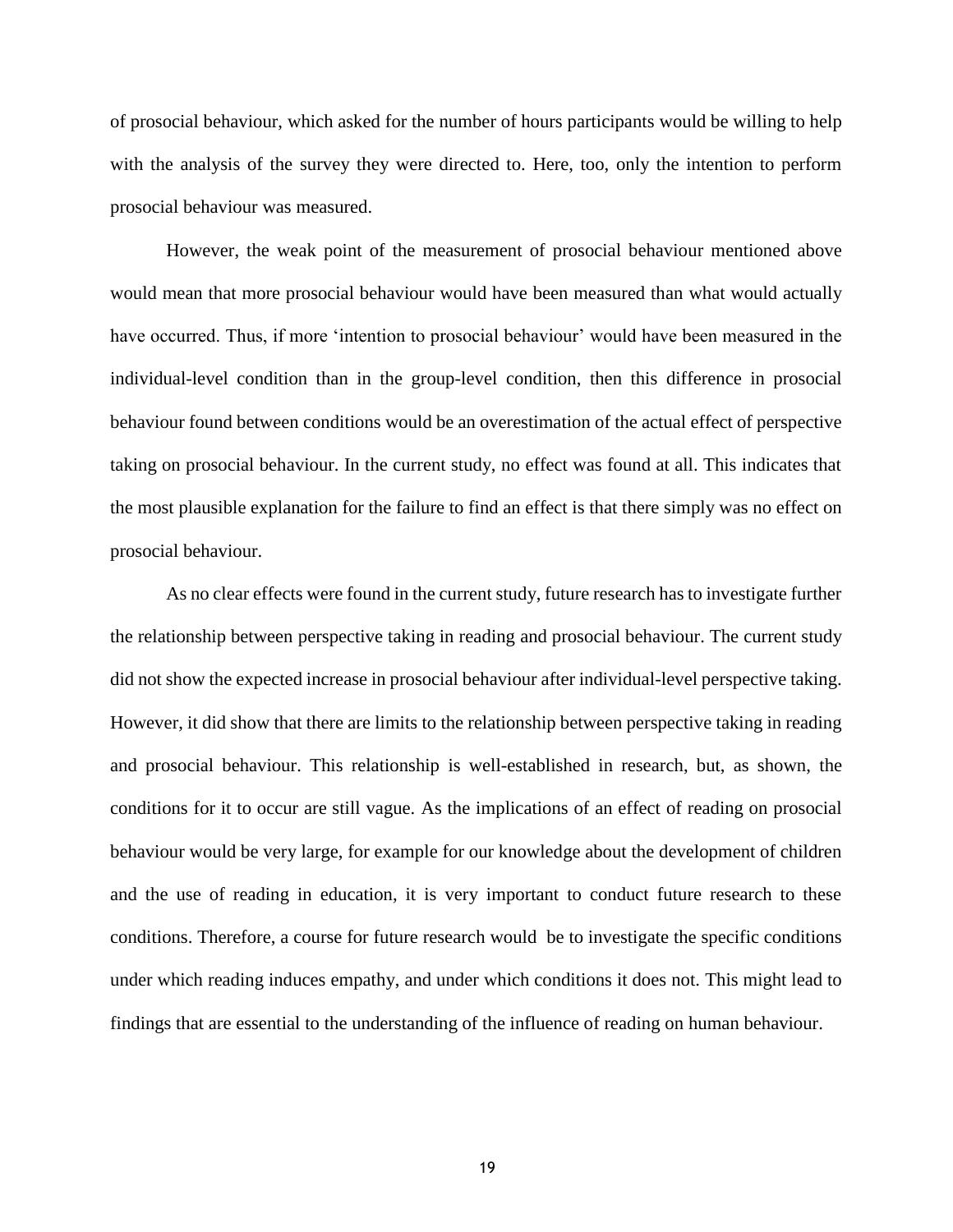of prosocial behaviour, which asked for the number of hours participants would be willing to help with the analysis of the survey they were directed to. Here, too, only the intention to perform prosocial behaviour was measured.

However, the weak point of the measurement of prosocial behaviour mentioned above would mean that more prosocial behaviour would have been measured than what would actually have occurred. Thus, if more 'intention to prosocial behaviour' would have been measured in the individual-level condition than in the group-level condition, then this difference in prosocial behaviour found between conditions would be an overestimation of the actual effect of perspective taking on prosocial behaviour. In the current study, no effect was found at all. This indicates that the most plausible explanation for the failure to find an effect is that there simply was no effect on prosocial behaviour.

As no clear effects were found in the current study, future research has to investigate further the relationship between perspective taking in reading and prosocial behaviour. The current study did not show the expected increase in prosocial behaviour after individual-level perspective taking. However, it did show that there are limits to the relationship between perspective taking in reading and prosocial behaviour. This relationship is well-established in research, but, as shown, the conditions for it to occur are still vague. As the implications of an effect of reading on prosocial behaviour would be very large, for example for our knowledge about the development of children and the use of reading in education, it is very important to conduct future research to these conditions. Therefore, a course for future research would be to investigate the specific conditions under which reading induces empathy, and under which conditions it does not. This might lead to findings that are essential to the understanding of the influence of reading on human behaviour.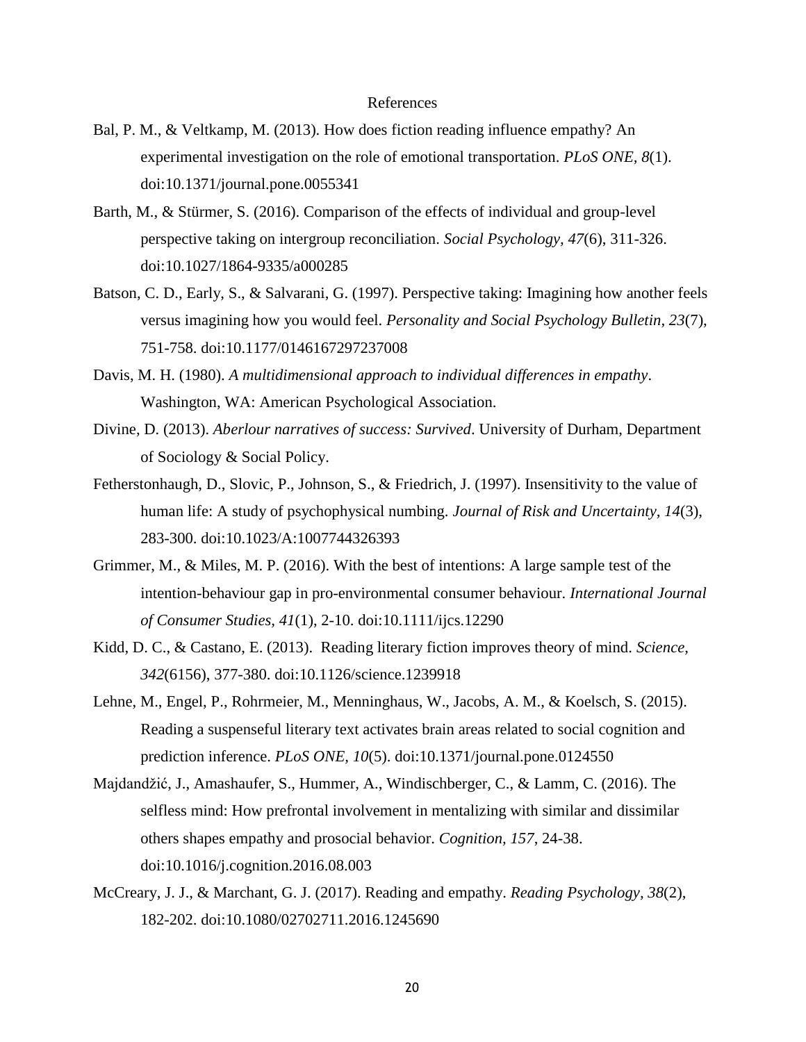# References

Bal, P. M., & Veltkamp, M. (2013). How does fiction reading influence empathy? An experimental investigation on the role of emotional transportation. *PLoS ONE*, *8*(1). doi:10.1371/journal.pone.0055341

Barth, M., & Stürmer, S. (2016). Comparison of the effects of individual and group-level perspective taking on intergroup reconciliation. *Social Psychology*, *47*(6), 311-326. doi:10.1027/1864-9335/a000285

Batson, C. D., Early, S., & Salvarani, G. (1997). Perspective taking: Imagining how another feels versus imagining how you would feel. *Personality and Social Psychology Bulletin*, *23*(7), 751-758. doi:10.1177/0146167297237008

Davis, M. H. (1980). *A multidimensional approach to individual differences in empathy*. Washington, WA: American Psychological Association.

Divine, D. (2013). *Aberlour narratives of success: Survived*. University of Durham, Department of Sociology & Social Policy.

Fetherstonhaugh, D., Slovic, P., Johnson, S., & Friedrich, J. (1997). Insensitivity to the value of human life: A study of psychophysical numbing. *Journal of Risk and Uncertainty*, *14*(3), 283-300. doi:10.1023/A:1007744326393

Grimmer, M., & Miles, M. P. (2016). With the best of intentions: A large sample test of the intention-behaviour gap in pro-environmental consumer behaviour. *International Journal of Consumer Studies, 41*(1), 2-10. doi:10.1111/ijcs.12290

Kidd, D. C., & Castano, E. (2013). Reading literary fiction improves theory of mind. *Science, 342*(6156), 377-380. doi:10.1126/science.1239918

Lehne, M., Engel, P., Rohrmeier, M., Menninghaus, W., Jacobs, A. M., & Koelsch, S. (2015). Reading a suspenseful literary text activates brain areas related to social cognition and prediction inference. *PLoS ONE, 10*(5). doi:10.1371/journal.pone.0124550

Majdandžić, J., Amashaufer, S., Hummer, A., Windischberger, C., & Lamm, C. (2016). The selfless mind: How prefrontal involvement in mentalizing with similar and dissimilar others shapes empathy and prosocial behavior. *Cognition*, *157*, 24-38. doi:10.1016/j.cognition.2016.08.003

McCreary, J. J., & Marchant, G. J. (2017). Reading and empathy. *Reading Psychology*, *38*(2), 182-202. doi:10.1080/02702711.2016.1245690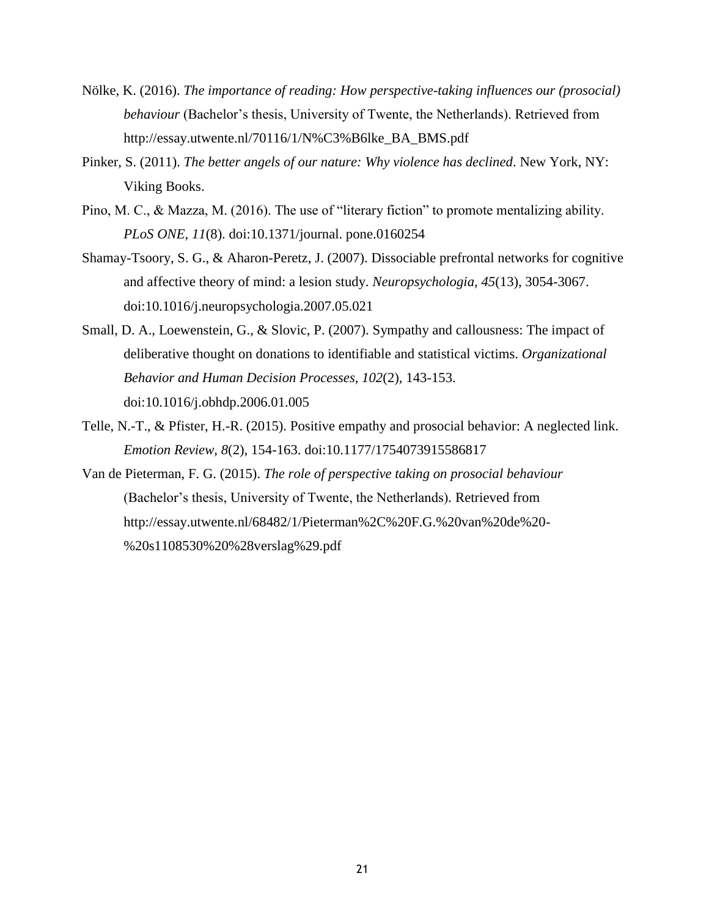Nölke, K. (2016). *The importance of reading: How perspective-taking influences our (prosocial) behaviour* (Bachelor's thesis, University of Twente, the Netherlands). Retrieved from http://essay.utwente.nl/70116/1/N%C3%B6lke_BA_BMS.pdf

Pinker, S. (2011). *The better angels of our nature: Why violence has declined*. New York, NY: Viking Books.

Pino, M. C., & Mazza, M. (2016). The use of "literary fiction" to promote mentalizing ability. *PLoS ONE, 11*(8). doi:10.1371/journal. pone.0160254

Shamay-Tsoory, S. G., & Aharon-Peretz, J. (2007). Dissociable prefrontal networks for cognitive and affective theory of mind: a lesion study. *Neuropsychologia, 45*(13), 3054-3067. doi:10.1016/j.neuropsychologia.2007.05.021

Small, D. A., Loewenstein, G., & Slovic, P. (2007). Sympathy and callousness: The impact of deliberative thought on donations to identifiable and statistical victims. *Organizational Behavior and Human Decision Processes, 102*(2), 143-153. doi:10.1016/j.obhdp.2006.01.005

Telle, N.-T., & Pfister, H.-R. (2015). Positive empathy and prosocial behavior: A neglected link. *Emotion Review, 8*(2), 154-163. doi:10.1177/1754073915586817

Van de Pieterman, F. G. (2015). *The role of perspective taking on prosocial behaviour* (Bachelor's thesis, University of Twente, the Netherlands). Retrieved from http://essay.utwente.nl/68482/1/Pieterman%2C%20F.G.%20van%20de%20-%20s1108530%20%28verslag%29.pdf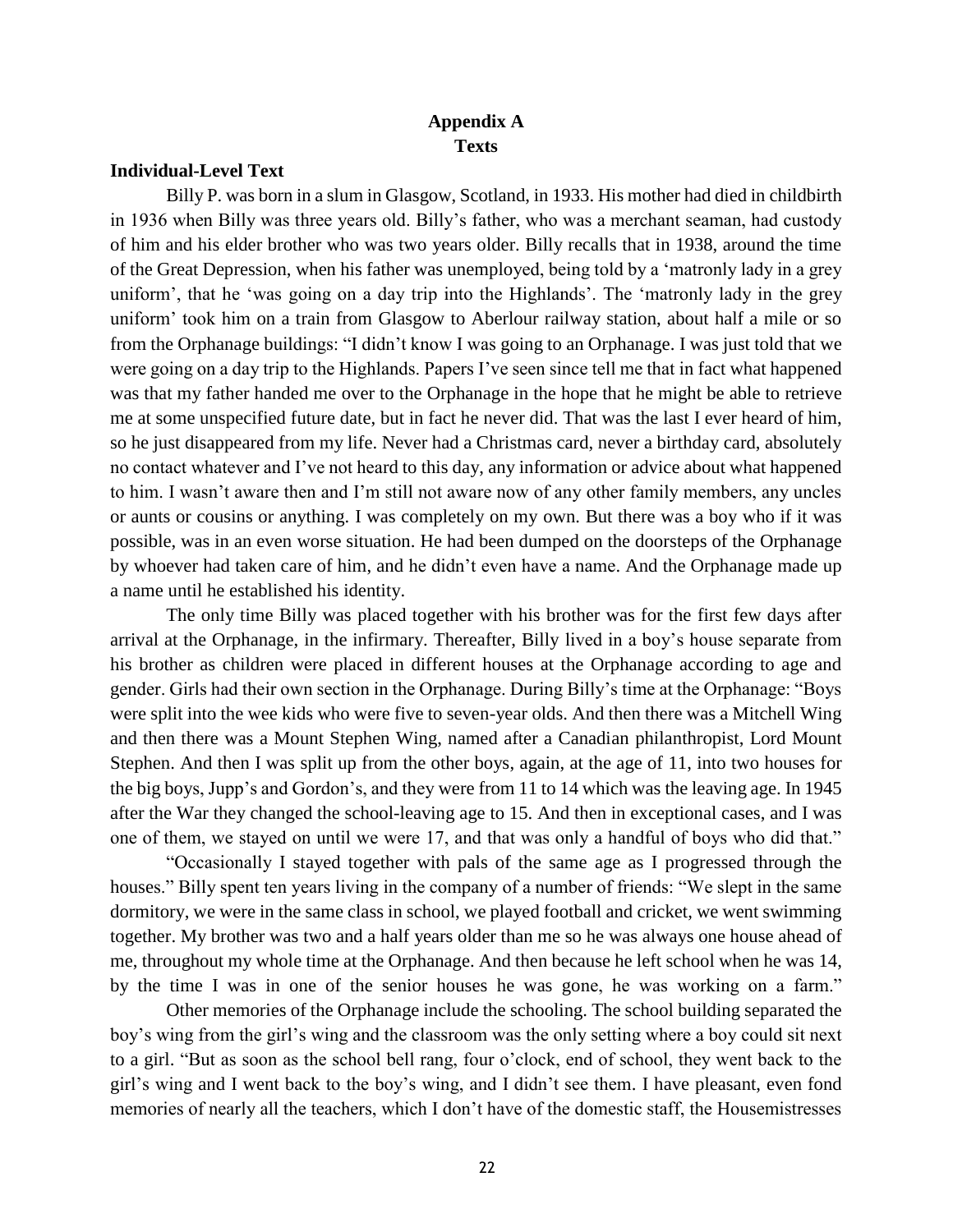# Appendix A
# Texts

**Individual-Level Text**

Billy P. was born in a slum in Glasgow, Scotland, in 1933. His mother had died in childbirth in 1936 when Billy was three years old. Billy's father, who was a merchant seaman, had custody of him and his elder brother who was two years older. Billy recalls that in 1938, around the time of the Great Depression, when his father was unemployed, being told by a 'matronly lady in a grey uniform', that he 'was going on a day trip into the Highlands'. The 'matronly lady in the grey uniform' took him on a train from Glasgow to Aberlour railway station, about half a mile or so from the Orphanage buildings: "I didn't know I was going to an Orphanage. I was just told that we were going on a day trip to the Highlands. Papers I've seen since tell me that in fact what happened was that my father handed me over to the Orphanage in the hope that he might be able to retrieve me at some unspecified future date, but in fact he never did. That was the last I ever heard of him, so he just disappeared from my life. Never had a Christmas card, never a birthday card, absolutely no contact whatever and I've not heard to this day, any information or advice about what happened to him. I wasn't aware then and I'm still not aware now of any other family members, any uncles or aunts or cousins or anything. I was completely on my own. But there was a boy who if it was possible, was in an even worse situation. He had been dumped on the doorsteps of the Orphanage by whoever had taken care of him, and he didn't even have a name. And the Orphanage made up a name until he established his identity.

The only time Billy was placed together with his brother was for the first few days after arrival at the Orphanage, in the infirmary. Thereafter, Billy lived in a boy's house separate from his brother as children were placed in different houses at the Orphanage according to age and gender. Girls had their own section in the Orphanage. During Billy's time at the Orphanage: "Boys were split into the wee kids who were five to seven-year olds. And then there was a Mitchell Wing and then there was a Mount Stephen Wing, named after a Canadian philanthropist, Lord Mount Stephen. And then I was split up from the other boys, again, at the age of 11, into two houses for the big boys, Jupp's and Gordon's, and they were from 11 to 14 which was the leaving age. In 1945 after the War they changed the school-leaving age to 15. And then in exceptional cases, and I was one of them, we stayed on until we were 17, and that was only a handful of boys who did that."

"Occasionally I stayed together with pals of the same age as I progressed through the houses." Billy spent ten years living in the company of a number of friends: "We slept in the same dormitory, we were in the same class in school, we played football and cricket, we went swimming together. My brother was two and a half years older than me so he was always one house ahead of me, throughout my whole time at the Orphanage. And then because he left school when he was 14, by the time I was in one of the senior houses he was gone, he was working on a farm."

Other memories of the Orphanage include the schooling. The school building separated the boy's wing from the girl's wing and the classroom was the only setting where a boy could sit next to a girl. "But as soon as the school bell rang, four o'clock, end of school, they went back to the girl's wing and I went back to the boy's wing, and I didn't see them. I have pleasant, even fond memories of nearly all the teachers, which I don't have of the domestic staff, the Housemistresses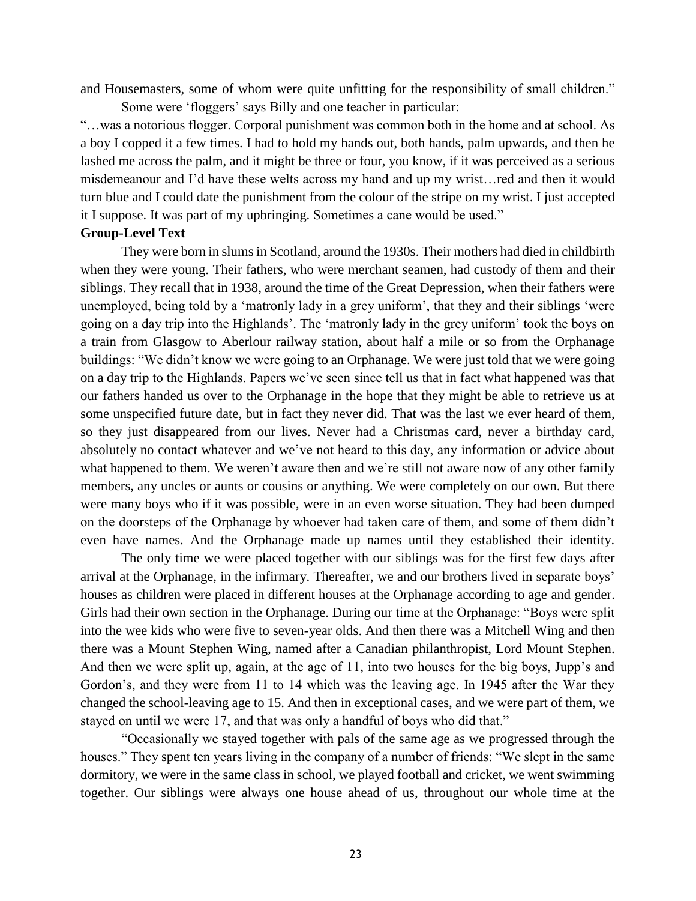and Housemasters, some of whom were quite unfitting for the responsibility of small children."

Some were 'floggers' says Billy and one teacher in particular:

"…was a notorious flogger. Corporal punishment was common both in the home and at school. As a boy I copped it a few times. I had to hold my hands out, both hands, palm upwards, and then he lashed me across the palm, and it might be three or four, you know, if it was perceived as a serious misdemeanour and I'd have these welts across my hand and up my wrist…red and then it would turn blue and I could date the punishment from the colour of the stripe on my wrist. I just accepted it I suppose. It was part of my upbringing. Sometimes a cane would be used."

**Group-Level Text**

They were born in slums in Scotland, around the 1930s. Their mothers had died in childbirth when they were young. Their fathers, who were merchant seamen, had custody of them and their siblings. They recall that in 1938, around the time of the Great Depression, when their fathers were unemployed, being told by a 'matronly lady in a grey uniform', that they and their siblings 'were going on a day trip into the Highlands'. The 'matronly lady in the grey uniform' took the boys on a train from Glasgow to Aberlour railway station, about half a mile or so from the Orphanage buildings: "We didn't know we were going to an Orphanage. We were just told that we were going on a day trip to the Highlands. Papers we've seen since tell us that in fact what happened was that our fathers handed us over to the Orphanage in the hope that they might be able to retrieve us at some unspecified future date, but in fact they never did. That was the last we ever heard of them, so they just disappeared from our lives. Never had a Christmas card, never a birthday card, absolutely no contact whatever and we've not heard to this day, any information or advice about what happened to them. We weren't aware then and we're still not aware now of any other family members, any uncles or aunts or cousins or anything. We were completely on our own. But there were many boys who if it was possible, were in an even worse situation. They had been dumped on the doorsteps of the Orphanage by whoever had taken care of them, and some of them didn't even have names. And the Orphanage made up names until they established their identity.

The only time we were placed together with our siblings was for the first few days after arrival at the Orphanage, in the infirmary. Thereafter, we and our brothers lived in separate boys' houses as children were placed in different houses at the Orphanage according to age and gender. Girls had their own section in the Orphanage. During our time at the Orphanage: "Boys were split into the wee kids who were five to seven-year olds. And then there was a Mitchell Wing and then there was a Mount Stephen Wing, named after a Canadian philanthropist, Lord Mount Stephen. And then we were split up, again, at the age of 11, into two houses for the big boys, Jupp's and Gordon's, and they were from 11 to 14 which was the leaving age. In 1945 after the War they changed the school-leaving age to 15. And then in exceptional cases, and we were part of them, we stayed on until we were 17, and that was only a handful of boys who did that."

"Occasionally we stayed together with pals of the same age as we progressed through the houses." They spent ten years living in the company of a number of friends: "We slept in the same dormitory, we were in the same class in school, we played football and cricket, we went swimming together. Our siblings were always one house ahead of us, throughout our whole time at the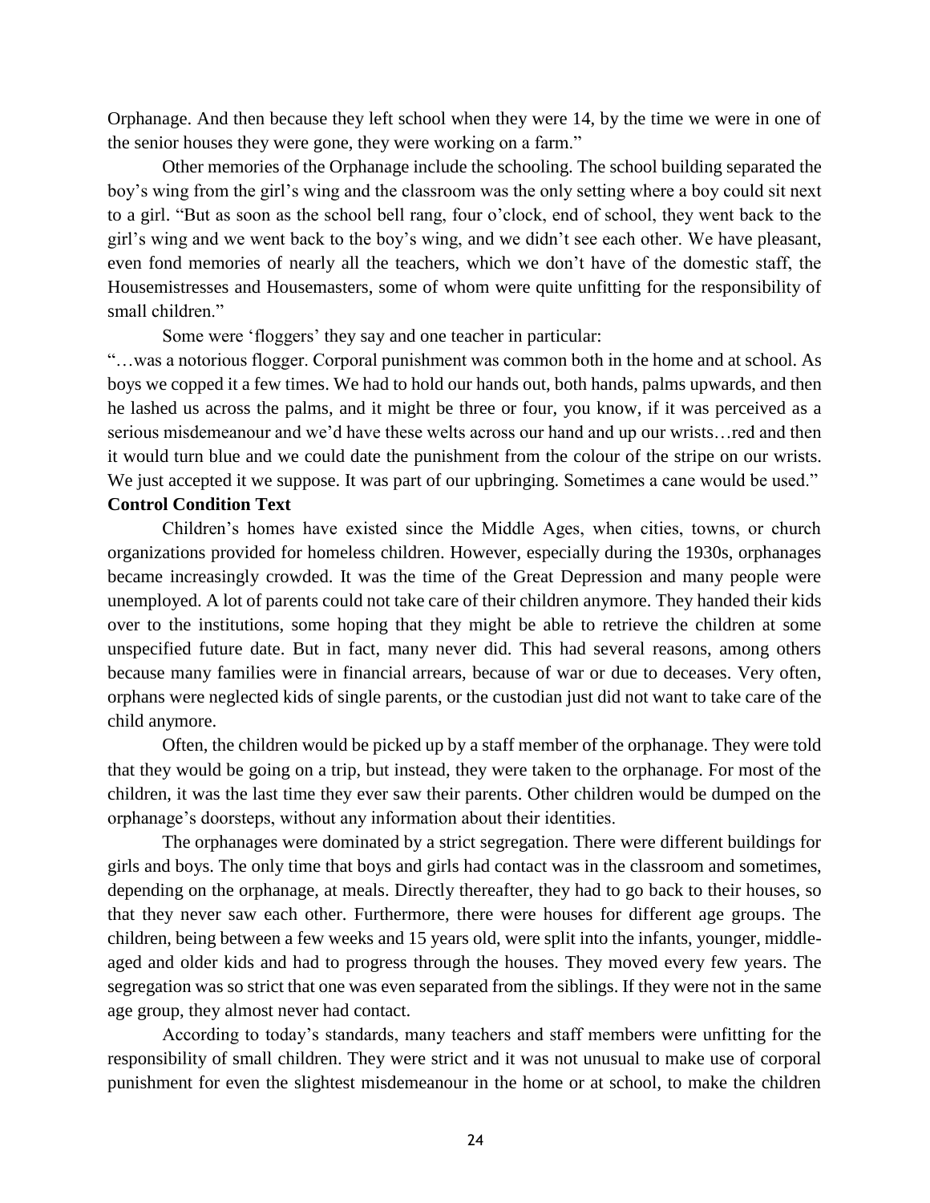Orphanage. And then because they left school when they were 14, by the time we were in one of the senior houses they were gone, they were working on a farm."

Other memories of the Orphanage include the schooling. The school building separated the boy's wing from the girl's wing and the classroom was the only setting where a boy could sit next to a girl. "But as soon as the school bell rang, four o'clock, end of school, they went back to the girl's wing and we went back to the boy's wing, and we didn't see each other. We have pleasant, even fond memories of nearly all the teachers, which we don't have of the domestic staff, the Housemistresses and Housemasters, some of whom were quite unfitting for the responsibility of small children."

Some were 'floggers' they say and one teacher in particular:

"…was a notorious flogger. Corporal punishment was common both in the home and at school. As boys we copped it a few times. We had to hold our hands out, both hands, palms upwards, and then he lashed us across the palms, and it might be three or four, you know, if it was perceived as a serious misdemeanour and we'd have these welts across our hand and up our wrists…red and then it would turn blue and we could date the punishment from the colour of the stripe on our wrists. We just accepted it we suppose. It was part of our upbringing. Sometimes a cane would be used."

**Control Condition Text**

Children's homes have existed since the Middle Ages, when cities, towns, or church organizations provided for homeless children. However, especially during the 1930s, orphanages became increasingly crowded. It was the time of the Great Depression and many people were unemployed. A lot of parents could not take care of their children anymore. They handed their kids over to the institutions, some hoping that they might be able to retrieve the children at some unspecified future date. But in fact, many never did. This had several reasons, among others because many families were in financial arrears, because of war or due to deceases. Very often, orphans were neglected kids of single parents, or the custodian just did not want to take care of the child anymore.

Often, the children would be picked up by a staff member of the orphanage. They were told that they would be going on a trip, but instead, they were taken to the orphanage. For most of the children, it was the last time they ever saw their parents. Other children would be dumped on the orphanage's doorsteps, without any information about their identities.

The orphanages were dominated by a strict segregation. There were different buildings for girls and boys. The only time that boys and girls had contact was in the classroom and sometimes, depending on the orphanage, at meals. Directly thereafter, they had to go back to their houses, so that they never saw each other. Furthermore, there were houses for different age groups. The children, being between a few weeks and 15 years old, were split into the infants, younger, middle-aged and older kids and had to progress through the houses. They moved every few years. The segregation was so strict that one was even separated from the siblings. If they were not in the same age group, they almost never had contact.

According to today's standards, many teachers and staff members were unfitting for the responsibility of small children. They were strict and it was not unusual to make use of corporal punishment for even the slightest misdemeanour in the home or at school, to make the children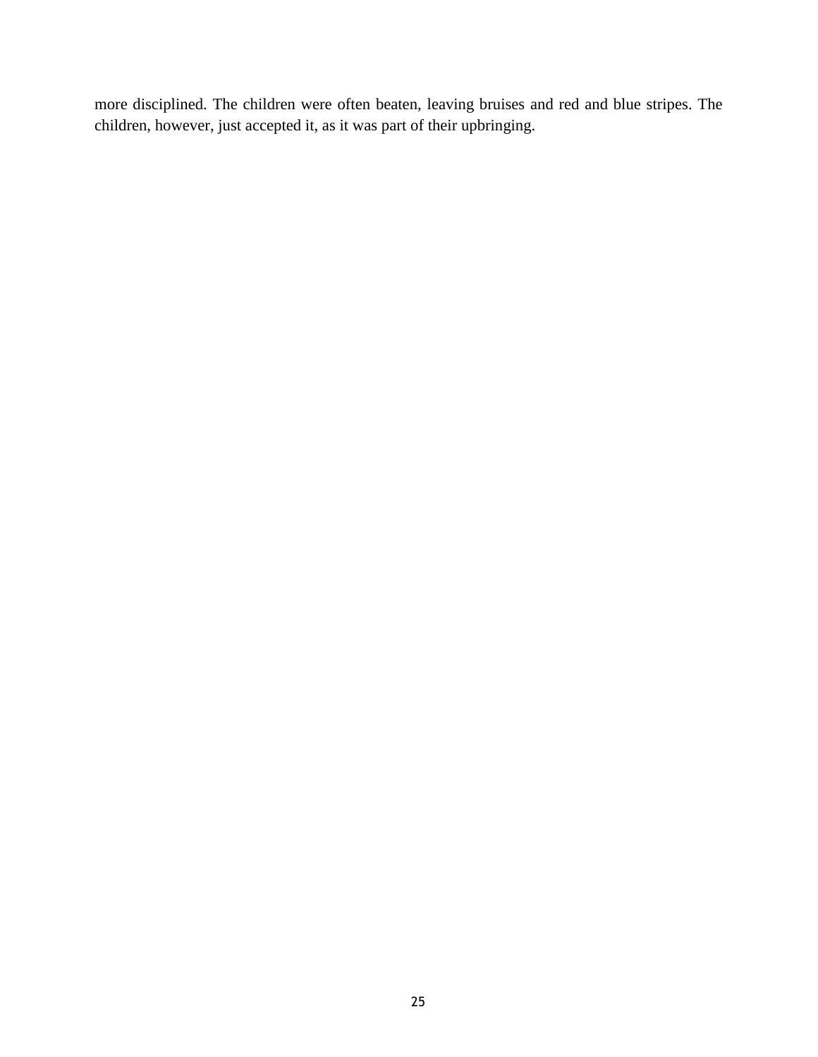more disciplined. The children were often beaten, leaving bruises and red and blue stripes. The children, however, just accepted it, as it was part of their upbringing.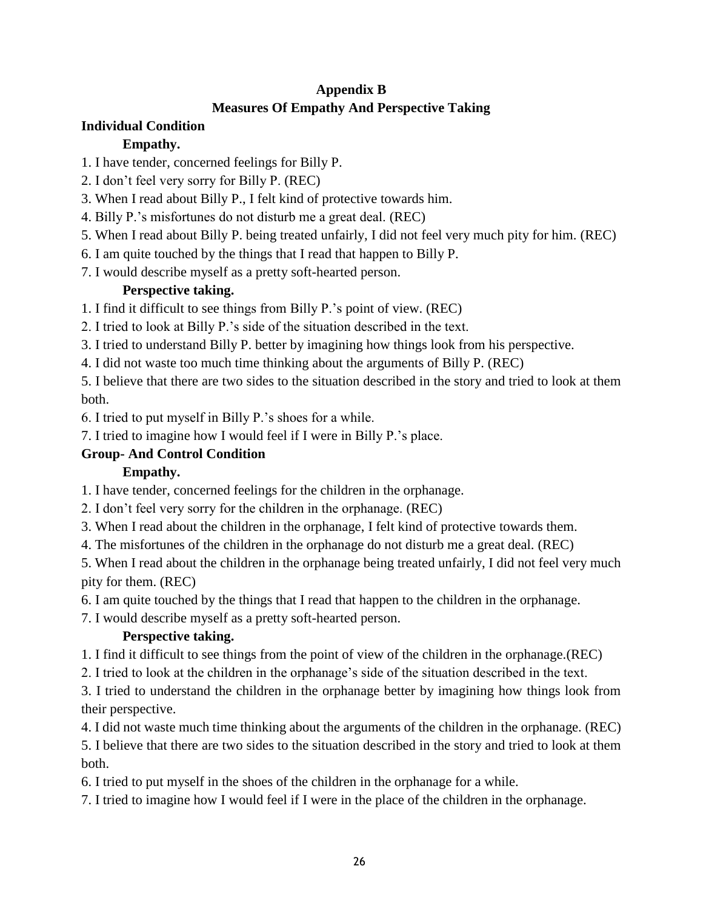# Appendix B

## Measures Of Empathy And Perspective Taking

### Individual Condition

#### Empathy.

1. I have tender, concerned feelings for Billy P.
2. I don't feel very sorry for Billy P. (REC)
3. When I read about Billy P., I felt kind of protective towards him.
4. Billy P.'s misfortunes do not disturb me a great deal. (REC)
5. When I read about Billy P. being treated unfairly, I did not feel very much pity for him. (REC)
6. I am quite touched by the things that I read that happen to Billy P.
7. I would describe myself as a pretty soft-hearted person.

#### Perspective taking.

1. I find it difficult to see things from Billy P.'s point of view. (REC)
2. I tried to look at Billy P.'s side of the situation described in the text.
3. I tried to understand Billy P. better by imagining how things look from his perspective.
4. I did not waste too much time thinking about the arguments of Billy P. (REC)
5. I believe that there are two sides to the situation described in the story and tried to look at them both.
6. I tried to put myself in Billy P.'s shoes for a while.
7. I tried to imagine how I would feel if I were in Billy P.'s place.

### Group- And Control Condition

#### Empathy.

1. I have tender, concerned feelings for the children in the orphanage.
2. I don't feel very sorry for the children in the orphanage. (REC)
3. When I read about the children in the orphanage, I felt kind of protective towards them.
4. The misfortunes of the children in the orphanage do not disturb me a great deal. (REC)
5. When I read about the children in the orphanage being treated unfairly, I did not feel very much pity for them. (REC)
6. I am quite touched by the things that I read that happen to the children in the orphanage.
7. I would describe myself as a pretty soft-hearted person.

#### Perspective taking.

1. I find it difficult to see things from the point of view of the children in the orphanage.(REC)
2. I tried to look at the children in the orphanage's side of the situation described in the text.
3. I tried to understand the children in the orphanage better by imagining how things look from their perspective.
4. I did not waste much time thinking about the arguments of the children in the orphanage. (REC)
5. I believe that there are two sides to the situation described in the story and tried to look at them both.
6. I tried to put myself in the shoes of the children in the orphanage for a while.
7. I tried to imagine how I would feel if I were in the place of the children in the orphanage.